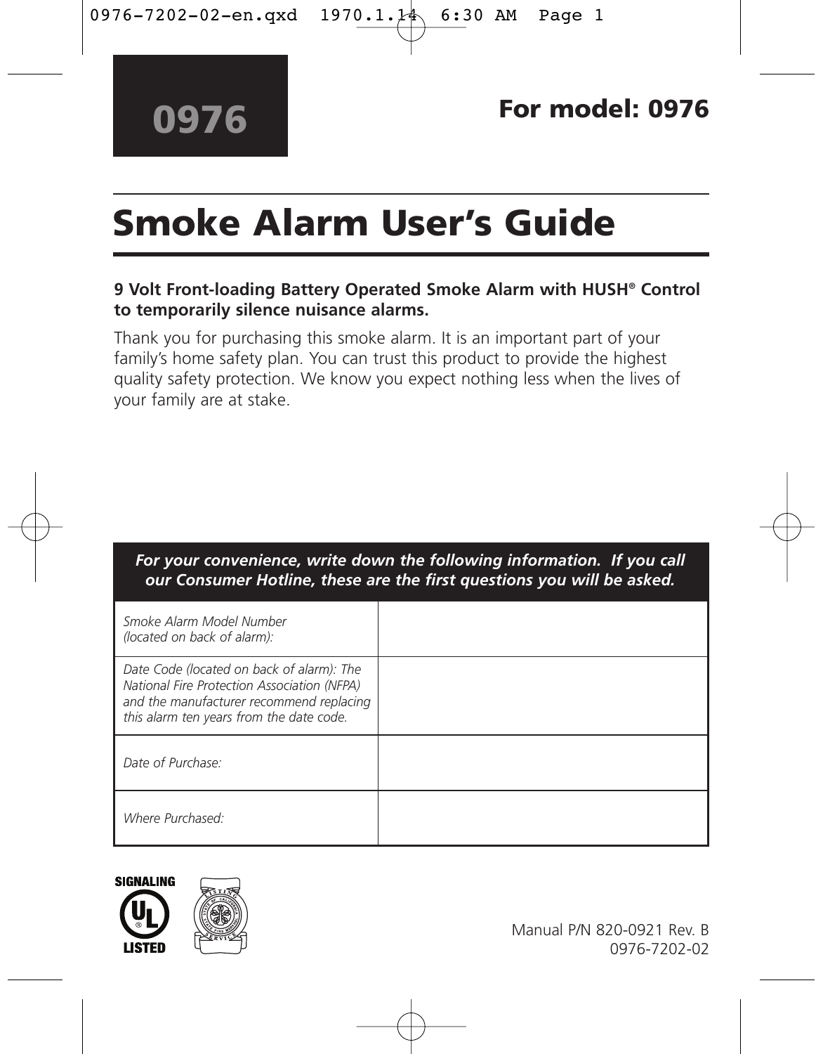**0976**

**For model: 0976**

# Smoke Alarm User's Guide

**9 Volt Front-loading Battery Operated Smoke Alarm with HUSH® Control to temporarily silence nuisance alarms.**

Thank you for purchasing this smoke alarm. It is an important part of your family's home safety plan. You can trust this product to provide the highest quality safety protection. We know you expect nothing less when the lives of your family are at stake.

| ***For your convenience, write down the following information. If you call our Consumer Hotline, these are the first questions you will be asked.*** | |
|---|---|
| *Smoke Alarm Model Number (located on back of alarm):* | |
| *Date Code (located on back of alarm): The National Fire Protection Association (NFPA) and the manufacturer recommend replacing this alarm ten years from the date code.* | |
| *Date of Purchase:* | |
| *Where Purchased:* | |

SIGNALING UL LISTED

Manual P/N 820-0921 Rev. B
0976-7202-02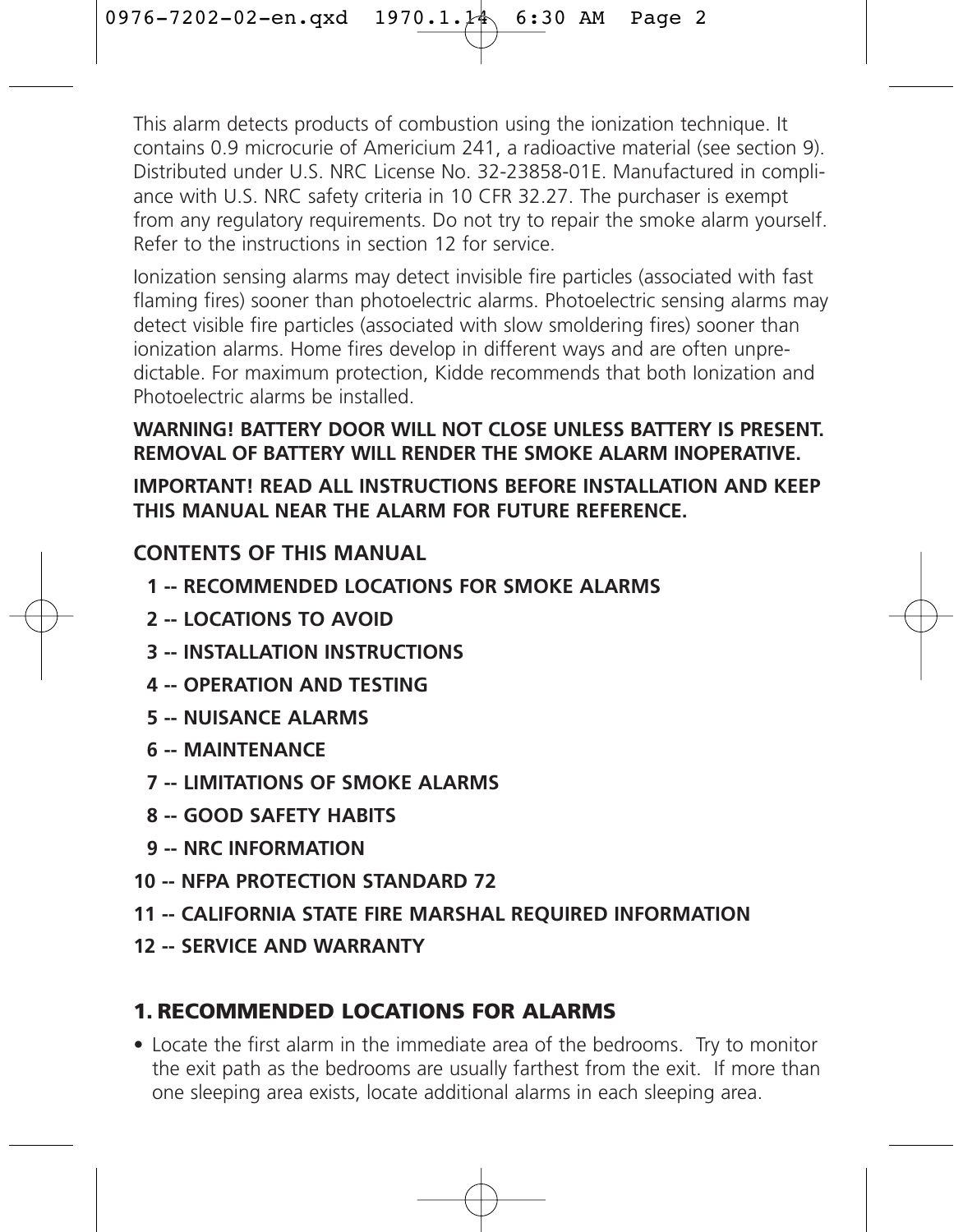This alarm detects products of combustion using the ionization technique. It contains 0.9 microcurie of Americium 241, a radioactive material (see section 9). Distributed under U.S. NRC License No. 32-23858-01E. Manufactured in compliance with U.S. NRC safety criteria in 10 CFR 32.27. The purchaser is exempt from any regulatory requirements. Do not try to repair the smoke alarm yourself. Refer to the instructions in section 12 for service.

Ionization sensing alarms may detect invisible fire particles (associated with fast flaming fires) sooner than photoelectric alarms. Photoelectric sensing alarms may detect visible fire particles (associated with slow smoldering fires) sooner than ionization alarms. Home fires develop in different ways and are often unpredictable. For maximum protection, Kidde recommends that both Ionization and Photoelectric alarms be installed.

**WARNING! BATTERY DOOR WILL NOT CLOSE UNLESS BATTERY IS PRESENT. REMOVAL OF BATTERY WILL RENDER THE SMOKE ALARM INOPERATIVE.**

**IMPORTANT! READ ALL INSTRUCTIONS BEFORE INSTALLATION AND KEEP THIS MANUAL NEAR THE ALARM FOR FUTURE REFERENCE.**

**CONTENTS OF THIS MANUAL**

- **1 -- RECOMMENDED LOCATIONS FOR SMOKE ALARMS**
- **2 -- LOCATIONS TO AVOID**
- **3 -- INSTALLATION INSTRUCTIONS**
- **4 -- OPERATION AND TESTING**
- **5 -- NUISANCE ALARMS**
- **6 -- MAINTENANCE**
- **7 -- LIMITATIONS OF SMOKE ALARMS**
- **8 -- GOOD SAFETY HABITS**
- **9 -- NRC INFORMATION**
- **10 -- NFPA PROTECTION STANDARD 72**
- **11 -- CALIFORNIA STATE FIRE MARSHAL REQUIRED INFORMATION**
- **12 -- SERVICE AND WARRANTY**

## 1. RECOMMENDED LOCATIONS FOR ALARMS

- Locate the first alarm in the immediate area of the bedrooms. Try to monitor the exit path as the bedrooms are usually farthest from the exit. If more than one sleeping area exists, locate additional alarms in each sleeping area.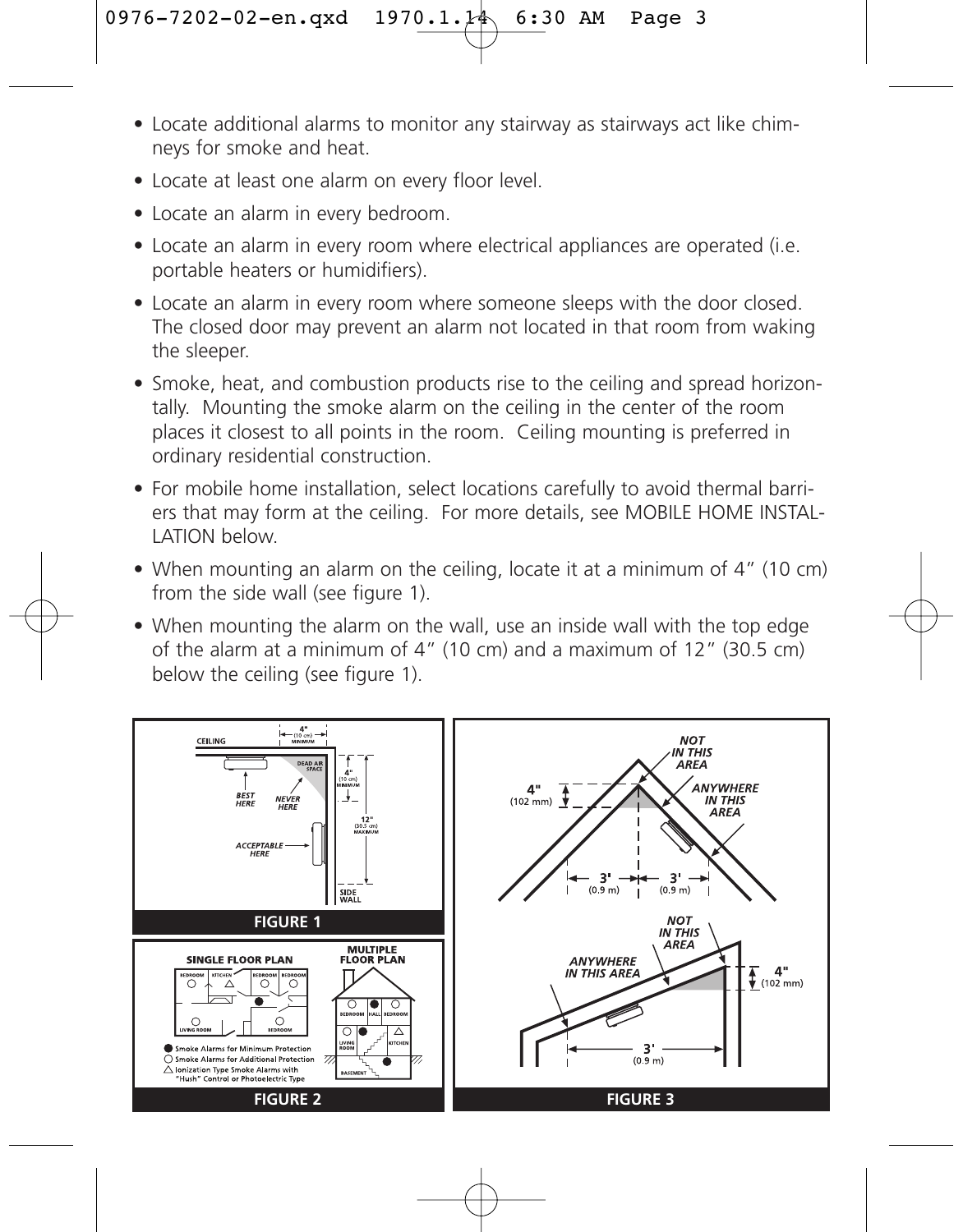- Locate additional alarms to monitor any stairway as stairways act like chimneys for smoke and heat.
- Locate at least one alarm on every floor level.
- Locate an alarm in every bedroom.
- Locate an alarm in every room where electrical appliances are operated (i.e. portable heaters or humidifiers).
- Locate an alarm in every room where someone sleeps with the door closed. The closed door may prevent an alarm not located in that room from waking the sleeper.
- Smoke, heat, and combustion products rise to the ceiling and spread horizontally. Mounting the smoke alarm on the ceiling in the center of the room places it closest to all points in the room. Ceiling mounting is preferred in ordinary residential construction.
- For mobile home installation, select locations carefully to avoid thermal barriers that may form at the ceiling. For more details, see MOBILE HOME INSTALLATION below.
- When mounting an alarm on the ceiling, locate it at a minimum of 4" (10 cm) from the side wall (see figure 1).
- When mounting the alarm on the wall, use an inside wall with the top edge of the alarm at a minimum of 4" (10 cm) and a maximum of 12" (30.5 cm) below the ceiling (see figure 1).

CEILING — 4" (10 cm) MINIMUM — DEAD AIR SPACE — 4" (10 cm) MINIMUM — 12" (30.5 cm) MAXIMUM — BEST HERE — NEVER HERE — ACCEPTABLE HERE — SIDE WALL

**FIGURE 1**

SINGLE FLOOR PLAN — BEDROOM — KITCHEN — BEDROOM — BEDROOM — LIVING ROOM — BEDROOM

MULTIPLE FLOOR PLAN — BEDROOM — HALL — BEDROOM — LIVING ROOM — KITCHEN — BASEMENT

- ● Smoke Alarms for Minimum Protection
- ○ Smoke Alarms for Additional Protection
- △ Ionization Type Smoke Alarms with "Hush" Control or Photoelectric Type

**FIGURE 2**

NOT IN THIS AREA — 4" (102 mm) — ANYWHERE IN THIS AREA — 3' (0.9 m) — 3' (0.9 m)

NOT IN THIS AREA — ANYWHERE IN THIS AREA — 4" (102 mm) — 3' (0.9 m)

**FIGURE 3**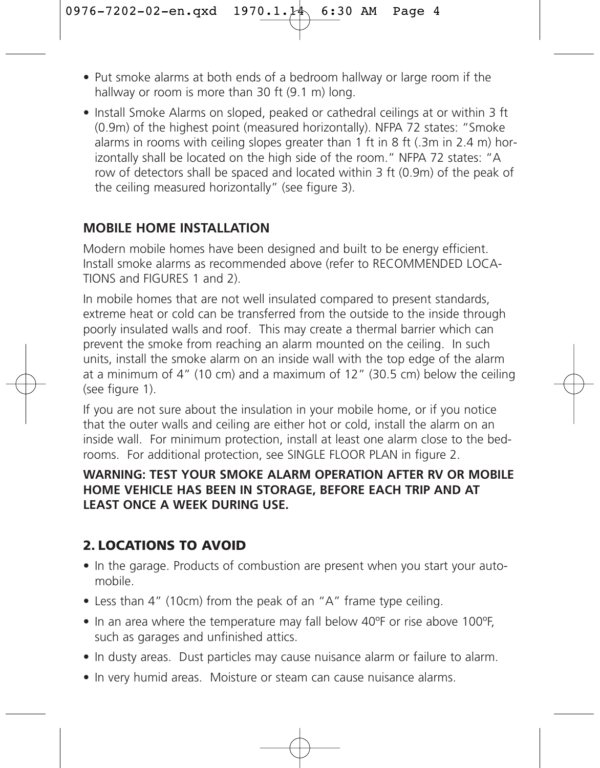- Put smoke alarms at both ends of a bedroom hallway or large room if the hallway or room is more than 30 ft (9.1 m) long.
- Install Smoke Alarms on sloped, peaked or cathedral ceilings at or within 3 ft (0.9m) of the highest point (measured horizontally). NFPA 72 states: "Smoke alarms in rooms with ceiling slopes greater than 1 ft in 8 ft (.3m in 2.4 m) horizontally shall be located on the high side of the room." NFPA 72 states: "A row of detectors shall be spaced and located within 3 ft (0.9m) of the peak of the ceiling measured horizontally" (see figure 3).

### MOBILE HOME INSTALLATION

Modern mobile homes have been designed and built to be energy efficient. Install smoke alarms as recommended above (refer to RECOMMENDED LOCATIONS and FIGURES 1 and 2).

In mobile homes that are not well insulated compared to present standards, extreme heat or cold can be transferred from the outside to the inside through poorly insulated walls and roof. This may create a thermal barrier which can prevent the smoke from reaching an alarm mounted on the ceiling. In such units, install the smoke alarm on an inside wall with the top edge of the alarm at a minimum of 4" (10 cm) and a maximum of 12" (30.5 cm) below the ceiling (see figure 1).

If you are not sure about the insulation in your mobile home, or if you notice that the outer walls and ceiling are either hot or cold, install the alarm on an inside wall. For minimum protection, install at least one alarm close to the bedrooms. For additional protection, see SINGLE FLOOR PLAN in figure 2.

**WARNING: TEST YOUR SMOKE ALARM OPERATION AFTER RV OR MOBILE HOME VEHICLE HAS BEEN IN STORAGE, BEFORE EACH TRIP AND AT LEAST ONCE A WEEK DURING USE.**

## 2. LOCATIONS TO AVOID

- In the garage. Products of combustion are present when you start your automobile.
- Less than 4" (10cm) from the peak of an "A" frame type ceiling.
- In an area where the temperature may fall below 40ºF or rise above 100ºF, such as garages and unfinished attics.
- In dusty areas. Dust particles may cause nuisance alarm or failure to alarm.
- In very humid areas. Moisture or steam can cause nuisance alarms.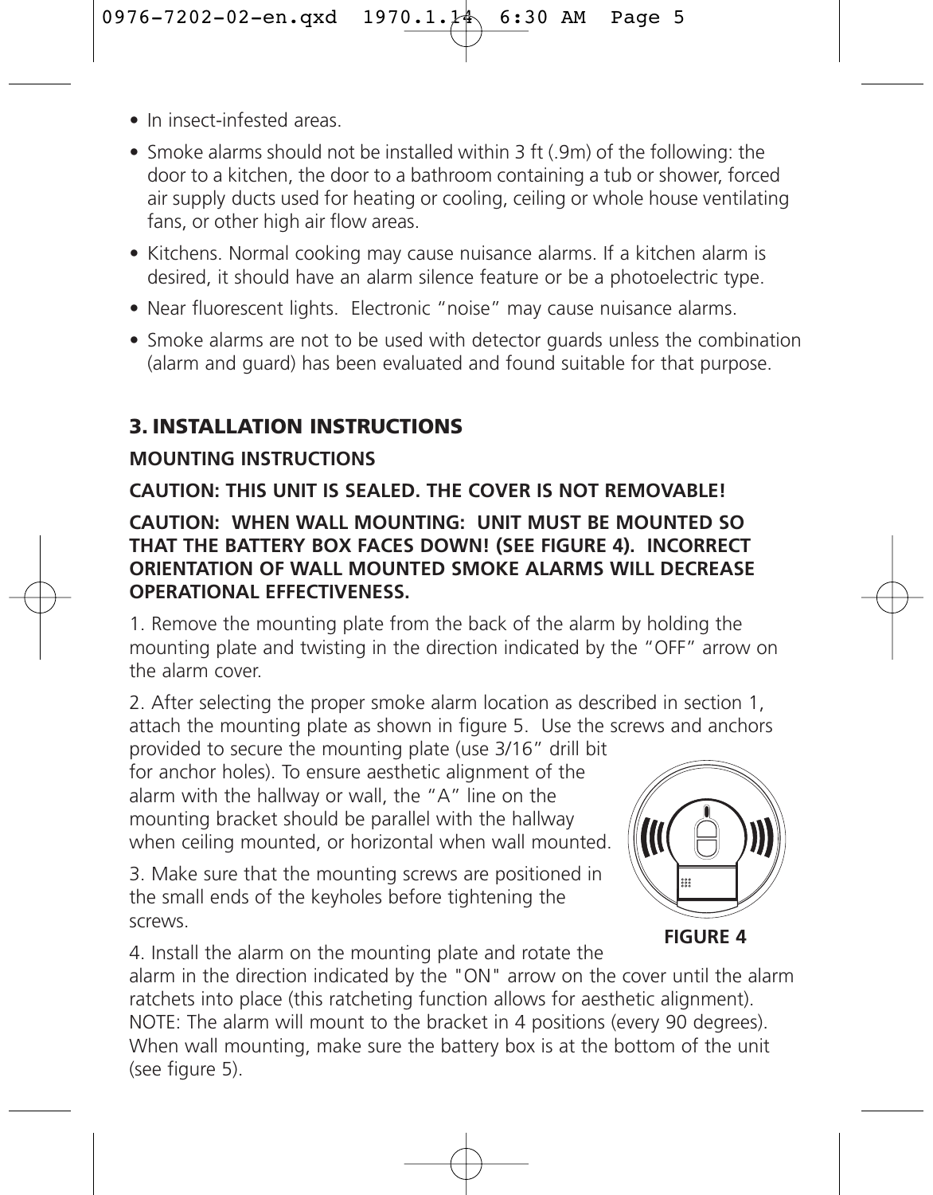- In insect-infested areas.
- Smoke alarms should not be installed within 3 ft (.9m) of the following: the door to a kitchen, the door to a bathroom containing a tub or shower, forced air supply ducts used for heating or cooling, ceiling or whole house ventilating fans, or other high air flow areas.
- Kitchens. Normal cooking may cause nuisance alarms. If a kitchen alarm is desired, it should have an alarm silence feature or be a photoelectric type.
- Near fluorescent lights. Electronic "noise" may cause nuisance alarms.
- Smoke alarms are not to be used with detector guards unless the combination (alarm and guard) has been evaluated and found suitable for that purpose.

## 3. INSTALLATION INSTRUCTIONS

### MOUNTING INSTRUCTIONS

**CAUTION: THIS UNIT IS SEALED. THE COVER IS NOT REMOVABLE!**

**CAUTION: WHEN WALL MOUNTING: UNIT MUST BE MOUNTED SO THAT THE BATTERY BOX FACES DOWN! (SEE FIGURE 4). INCORRECT ORIENTATION OF WALL MOUNTED SMOKE ALARMS WILL DECREASE OPERATIONAL EFFECTIVENESS.**

1. Remove the mounting plate from the back of the alarm by holding the mounting plate and twisting in the direction indicated by the "OFF" arrow on the alarm cover.

2. After selecting the proper smoke alarm location as described in section 1, attach the mounting plate as shown in figure 5. Use the screws and anchors provided to secure the mounting plate (use 3/16" drill bit for anchor holes). To ensure aesthetic alignment of the alarm with the hallway or wall, the "A" line on the mounting bracket should be parallel with the hallway when ceiling mounted, or horizontal when wall mounted.

3. Make sure that the mounting screws are positioned in the small ends of the keyholes before tightening the screws.

**FIGURE 4**

4. Install the alarm on the mounting plate and rotate the alarm in the direction indicated by the "ON" arrow on the cover until the alarm ratchets into place (this ratcheting function allows for aesthetic alignment). NOTE: The alarm will mount to the bracket in 4 positions (every 90 degrees). When wall mounting, make sure the battery box is at the bottom of the unit (see figure 5).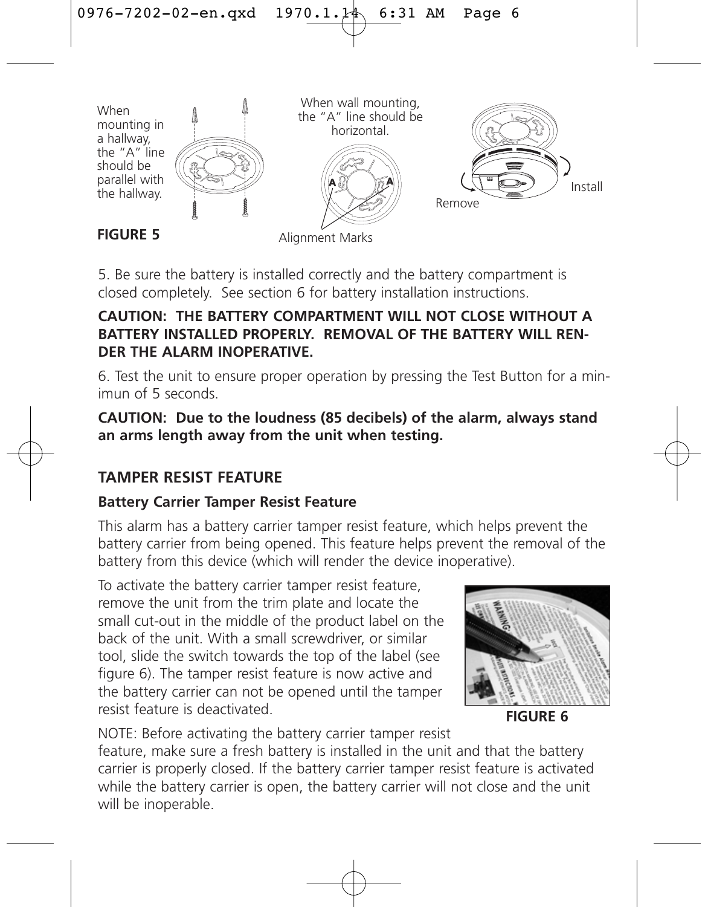When mounting in a hallway, the "A" line should be parallel with the hallway.

When wall mounting, the "A" line should be horizontal.

Alignment Marks

Remove

Install

**FIGURE 5**

5. Be sure the battery is installed correctly and the battery compartment is closed completely. See section 6 for battery installation instructions.

**CAUTION: THE BATTERY COMPARTMENT WILL NOT CLOSE WITHOUT A BATTERY INSTALLED PROPERLY. REMOVAL OF THE BATTERY WILL RENDER THE ALARM INOPERATIVE.**

6. Test the unit to ensure proper operation by pressing the Test Button for a minimun of 5 seconds.

**CAUTION: Due to the loudness (85 decibels) of the alarm, always stand an arms length away from the unit when testing.**

## TAMPER RESIST FEATURE

### Battery Carrier Tamper Resist Feature

This alarm has a battery carrier tamper resist feature, which helps prevent the battery carrier from being opened. This feature helps prevent the removal of the battery from this device (which will render the device inoperative).

To activate the battery carrier tamper resist feature, remove the unit from the trim plate and locate the small cut-out in the middle of the product label on the back of the unit. With a small screwdriver, or similar tool, slide the switch towards the top of the label (see figure 6). The tamper resist feature is now active and the battery carrier can not be opened until the tamper resist feature is deactivated.

**FIGURE 6**

NOTE: Before activating the battery carrier tamper resist feature, make sure a fresh battery is installed in the unit and that the battery carrier is properly closed. If the battery carrier tamper resist feature is activated while the battery carrier is open, the battery carrier will not close and the unit will be inoperable.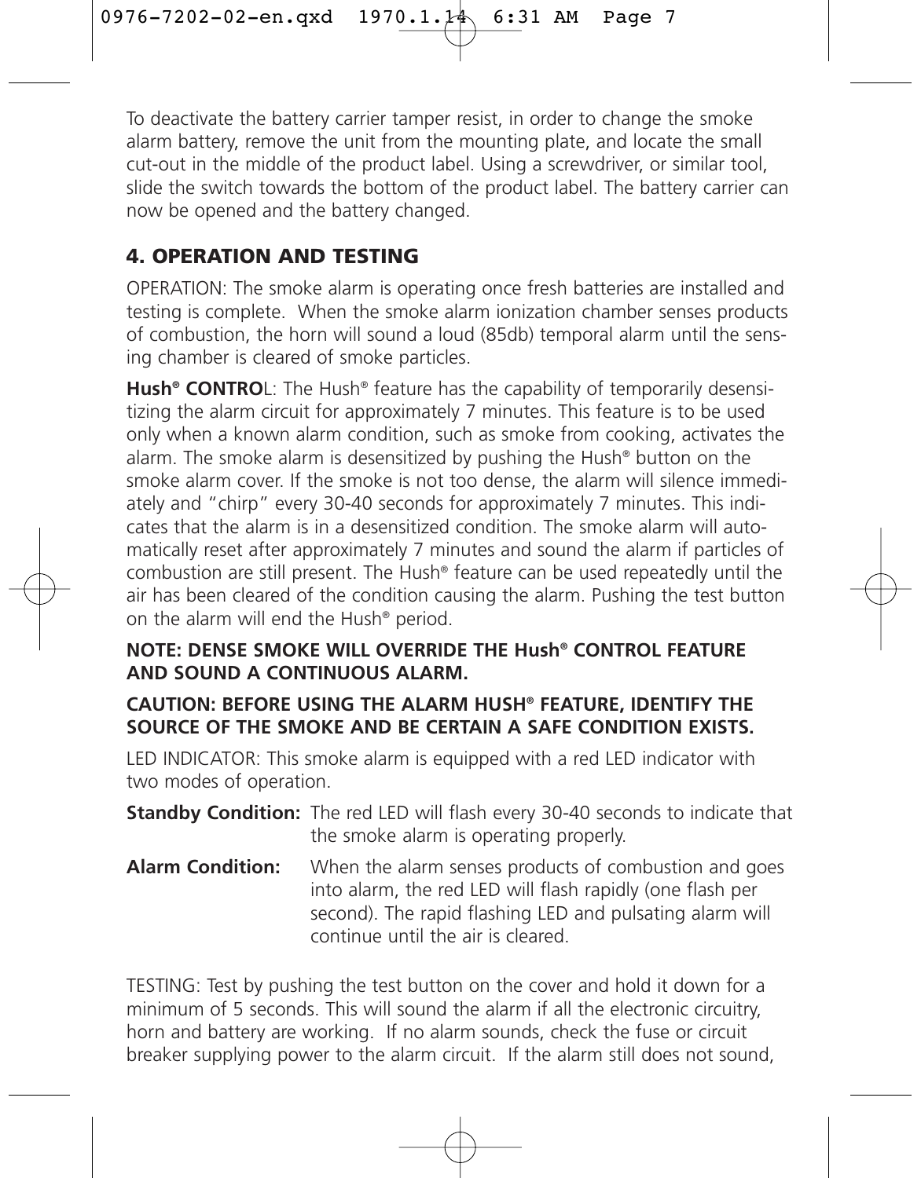To deactivate the battery carrier tamper resist, in order to change the smoke alarm battery, remove the unit from the mounting plate, and locate the small cut-out in the middle of the product label. Using a screwdriver, or similar tool, slide the switch towards the bottom of the product label. The battery carrier can now be opened and the battery changed.

## 4. OPERATION AND TESTING

OPERATION: The smoke alarm is operating once fresh batteries are installed and testing is complete. When the smoke alarm ionization chamber senses products of combustion, the horn will sound a loud (85db) temporal alarm until the sensing chamber is cleared of smoke particles.

**Hush® CONTRO**L: The Hush® feature has the capability of temporarily desensitizing the alarm circuit for approximately 7 minutes. This feature is to be used only when a known alarm condition, such as smoke from cooking, activates the alarm. The smoke alarm is desensitized by pushing the Hush® button on the smoke alarm cover. If the smoke is not too dense, the alarm will silence immediately and "chirp" every 30-40 seconds for approximately 7 minutes. This indicates that the alarm is in a desensitized condition. The smoke alarm will automatically reset after approximately 7 minutes and sound the alarm if particles of combustion are still present. The Hush® feature can be used repeatedly until the air has been cleared of the condition causing the alarm. Pushing the test button on the alarm will end the Hush® period.

**NOTE: DENSE SMOKE WILL OVERRIDE THE Hush® CONTROL FEATURE AND SOUND A CONTINUOUS ALARM.**

**CAUTION: BEFORE USING THE ALARM HUSH® FEATURE, IDENTIFY THE SOURCE OF THE SMOKE AND BE CERTAIN A SAFE CONDITION EXISTS.**

LED INDICATOR: This smoke alarm is equipped with a red LED indicator with two modes of operation.

**Standby Condition:** The red LED will flash every 30-40 seconds to indicate that the smoke alarm is operating properly.

**Alarm Condition:** When the alarm senses products of combustion and goes into alarm, the red LED will flash rapidly (one flash per second). The rapid flashing LED and pulsating alarm will continue until the air is cleared.

TESTING: Test by pushing the test button on the cover and hold it down for a minimum of 5 seconds. This will sound the alarm if all the electronic circuitry, horn and battery are working. If no alarm sounds, check the fuse or circuit breaker supplying power to the alarm circuit. If the alarm still does not sound,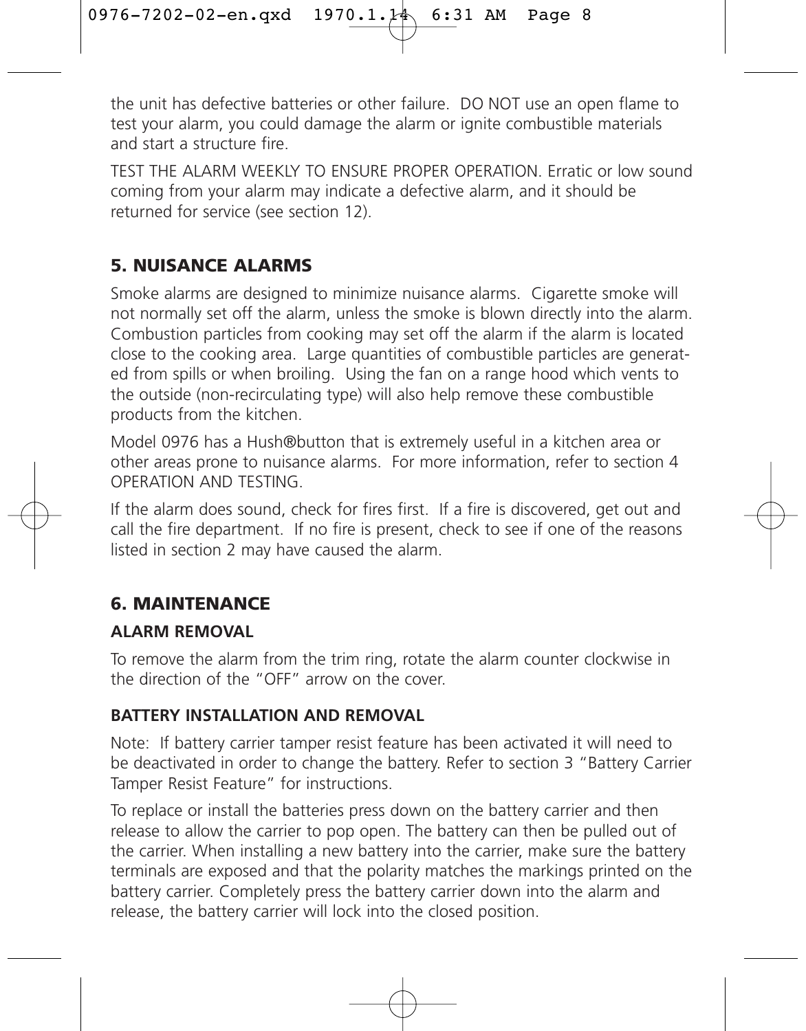the unit has defective batteries or other failure. DO NOT use an open flame to test your alarm, you could damage the alarm or ignite combustible materials and start a structure fire.

TEST THE ALARM WEEKLY TO ENSURE PROPER OPERATION. Erratic or low sound coming from your alarm may indicate a defective alarm, and it should be returned for service (see section 12).

## 5. NUISANCE ALARMS

Smoke alarms are designed to minimize nuisance alarms. Cigarette smoke will not normally set off the alarm, unless the smoke is blown directly into the alarm. Combustion particles from cooking may set off the alarm if the alarm is located close to the cooking area. Large quantities of combustible particles are generated from spills or when broiling. Using the fan on a range hood which vents to the outside (non-recirculating type) will also help remove these combustible products from the kitchen.

Model 0976 has a Hush®button that is extremely useful in a kitchen area or other areas prone to nuisance alarms. For more information, refer to section 4 OPERATION AND TESTING.

If the alarm does sound, check for fires first. If a fire is discovered, get out and call the fire department. If no fire is present, check to see if one of the reasons listed in section 2 may have caused the alarm.

## 6. MAINTENANCE

### ALARM REMOVAL

To remove the alarm from the trim ring, rotate the alarm counter clockwise in the direction of the "OFF" arrow on the cover.

### BATTERY INSTALLATION AND REMOVAL

Note: If battery carrier tamper resist feature has been activated it will need to be deactivated in order to change the battery. Refer to section 3 "Battery Carrier Tamper Resist Feature" for instructions.

To replace or install the batteries press down on the battery carrier and then release to allow the carrier to pop open. The battery can then be pulled out of the carrier. When installing a new battery into the carrier, make sure the battery terminals are exposed and that the polarity matches the markings printed on the battery carrier. Completely press the battery carrier down into the alarm and release, the battery carrier will lock into the closed position.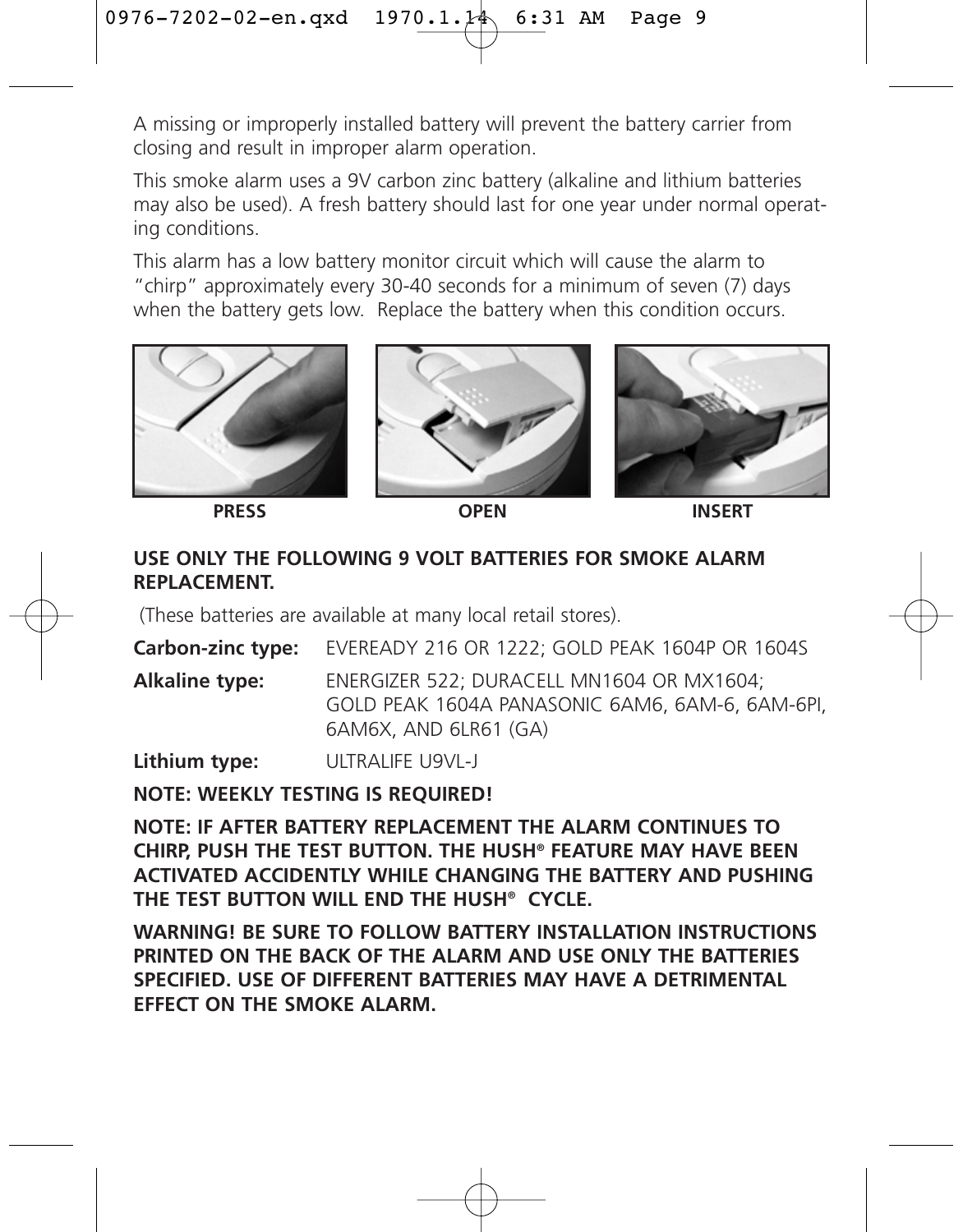A missing or improperly installed battery will prevent the battery carrier from closing and result in improper alarm operation.

This smoke alarm uses a 9V carbon zinc battery (alkaline and lithium batteries may also be used). A fresh battery should last for one year under normal operating conditions.

This alarm has a low battery monitor circuit which will cause the alarm to "chirp" approximately every 30-40 seconds for a minimum of seven (7) days when the battery gets low. Replace the battery when this condition occurs.

**PRESS** **OPEN** **INSERT**

**USE ONLY THE FOLLOWING 9 VOLT BATTERIES FOR SMOKE ALARM REPLACEMENT.**

(These batteries are available at many local retail stores).

**Carbon-zinc type:** EVEREADY 216 OR 1222; GOLD PEAK 1604P OR 1604S

**Alkaline type:** ENERGIZER 522; DURACELL MN1604 OR MX1604; GOLD PEAK 1604A PANASONIC 6AM6, 6AM-6, 6AM-6PI, 6AM6X, AND 6LR61 (GA)

**Lithium type:** ULTRALIFE U9VL-J

**NOTE: WEEKLY TESTING IS REQUIRED!**

**NOTE: IF AFTER BATTERY REPLACEMENT THE ALARM CONTINUES TO CHIRP, PUSH THE TEST BUTTON. THE HUSH® FEATURE MAY HAVE BEEN ACTIVATED ACCIDENTLY WHILE CHANGING THE BATTERY AND PUSHING THE TEST BUTTON WILL END THE HUSH® CYCLE.**

**WARNING! BE SURE TO FOLLOW BATTERY INSTALLATION INSTRUCTIONS PRINTED ON THE BACK OF THE ALARM AND USE ONLY THE BATTERIES SPECIFIED. USE OF DIFFERENT BATTERIES MAY HAVE A DETRIMENTAL EFFECT ON THE SMOKE ALARM.**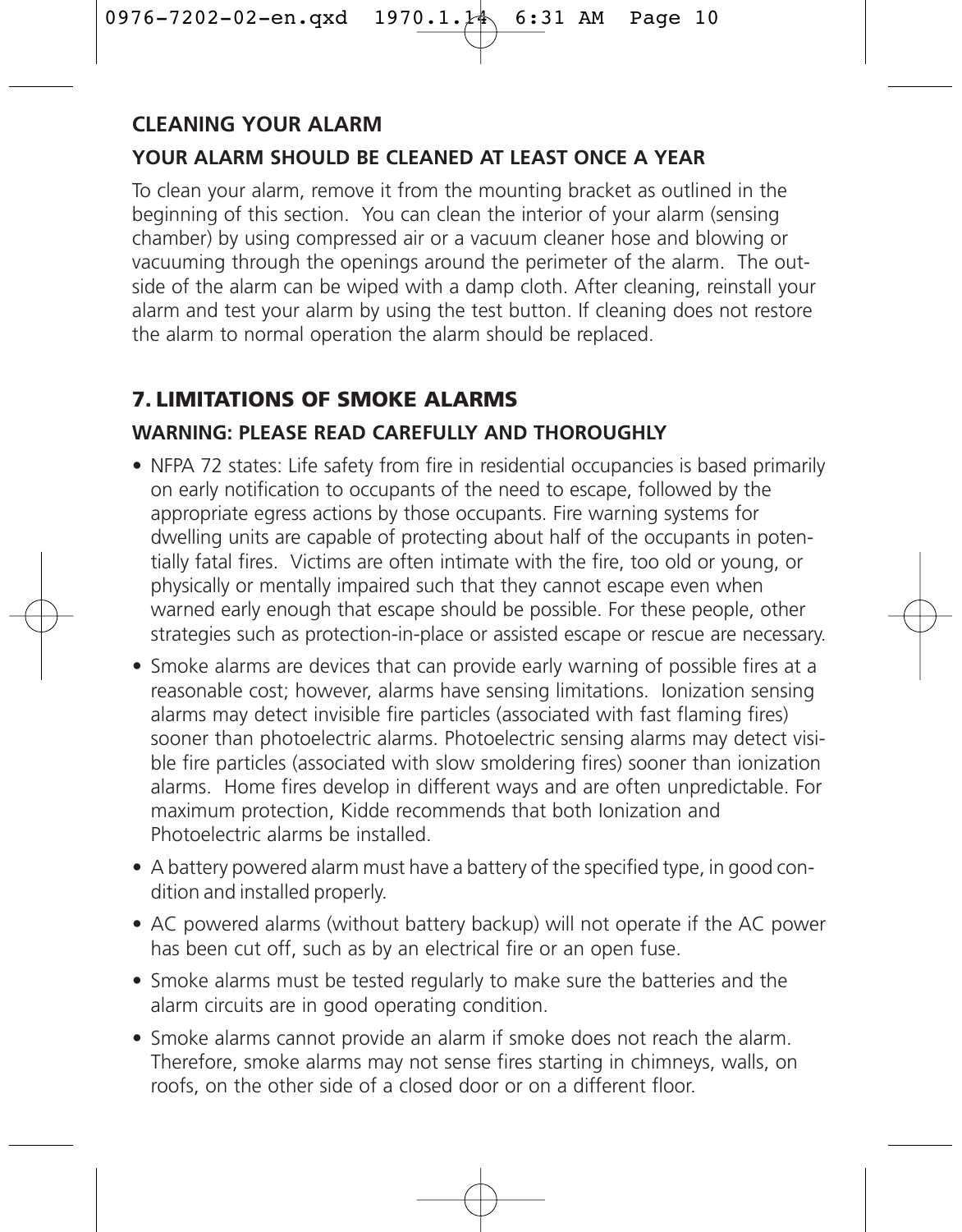## CLEANING YOUR ALARM

### YOUR ALARM SHOULD BE CLEANED AT LEAST ONCE A YEAR

To clean your alarm, remove it from the mounting bracket as outlined in the beginning of this section. You can clean the interior of your alarm (sensing chamber) by using compressed air or a vacuum cleaner hose and blowing or vacuuming through the openings around the perimeter of the alarm. The outside of the alarm can be wiped with a damp cloth. After cleaning, reinstall your alarm and test your alarm by using the test button. If cleaning does not restore the alarm to normal operation the alarm should be replaced.

## 7. LIMITATIONS OF SMOKE ALARMS

### WARNING: PLEASE READ CAREFULLY AND THOROUGHLY

- NFPA 72 states: Life safety from fire in residential occupancies is based primarily on early notification to occupants of the need to escape, followed by the appropriate egress actions by those occupants. Fire warning systems for dwelling units are capable of protecting about half of the occupants in potentially fatal fires. Victims are often intimate with the fire, too old or young, or physically or mentally impaired such that they cannot escape even when warned early enough that escape should be possible. For these people, other strategies such as protection-in-place or assisted escape or rescue are necessary.
- Smoke alarms are devices that can provide early warning of possible fires at a reasonable cost; however, alarms have sensing limitations. Ionization sensing alarms may detect invisible fire particles (associated with fast flaming fires) sooner than photoelectric alarms. Photoelectric sensing alarms may detect visible fire particles (associated with slow smoldering fires) sooner than ionization alarms. Home fires develop in different ways and are often unpredictable. For maximum protection, Kidde recommends that both Ionization and Photoelectric alarms be installed.
- A battery powered alarm must have a battery of the specified type, in good condition and installed properly.
- AC powered alarms (without battery backup) will not operate if the AC power has been cut off, such as by an electrical fire or an open fuse.
- Smoke alarms must be tested regularly to make sure the batteries and the alarm circuits are in good operating condition.
- Smoke alarms cannot provide an alarm if smoke does not reach the alarm. Therefore, smoke alarms may not sense fires starting in chimneys, walls, on roofs, on the other side of a closed door or on a different floor.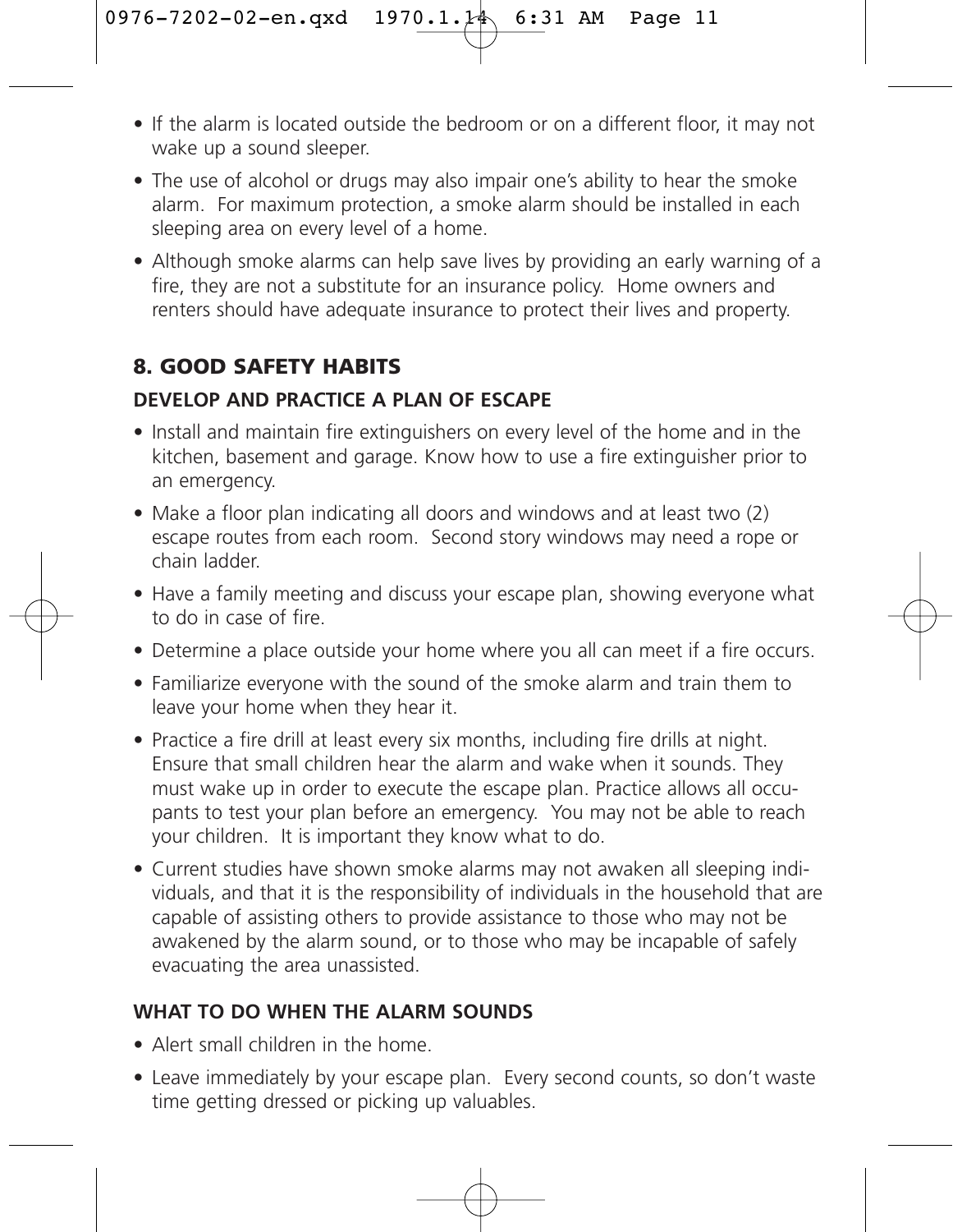- If the alarm is located outside the bedroom or on a different floor, it may not wake up a sound sleeper.
- The use of alcohol or drugs may also impair one's ability to hear the smoke alarm. For maximum protection, a smoke alarm should be installed in each sleeping area on every level of a home.
- Although smoke alarms can help save lives by providing an early warning of a fire, they are not a substitute for an insurance policy. Home owners and renters should have adequate insurance to protect their lives and property.

## 8. GOOD SAFETY HABITS

### DEVELOP AND PRACTICE A PLAN OF ESCAPE

- Install and maintain fire extinguishers on every level of the home and in the kitchen, basement and garage. Know how to use a fire extinguisher prior to an emergency.
- Make a floor plan indicating all doors and windows and at least two (2) escape routes from each room. Second story windows may need a rope or chain ladder.
- Have a family meeting and discuss your escape plan, showing everyone what to do in case of fire.
- Determine a place outside your home where you all can meet if a fire occurs.
- Familiarize everyone with the sound of the smoke alarm and train them to leave your home when they hear it.
- Practice a fire drill at least every six months, including fire drills at night. Ensure that small children hear the alarm and wake when it sounds. They must wake up in order to execute the escape plan. Practice allows all occupants to test your plan before an emergency. You may not be able to reach your children. It is important they know what to do.
- Current studies have shown smoke alarms may not awaken all sleeping individuals, and that it is the responsibility of individuals in the household that are capable of assisting others to provide assistance to those who may not be awakened by the alarm sound, or to those who may be incapable of safely evacuating the area unassisted.

### WHAT TO DO WHEN THE ALARM SOUNDS

- Alert small children in the home.
- Leave immediately by your escape plan. Every second counts, so don't waste time getting dressed or picking up valuables.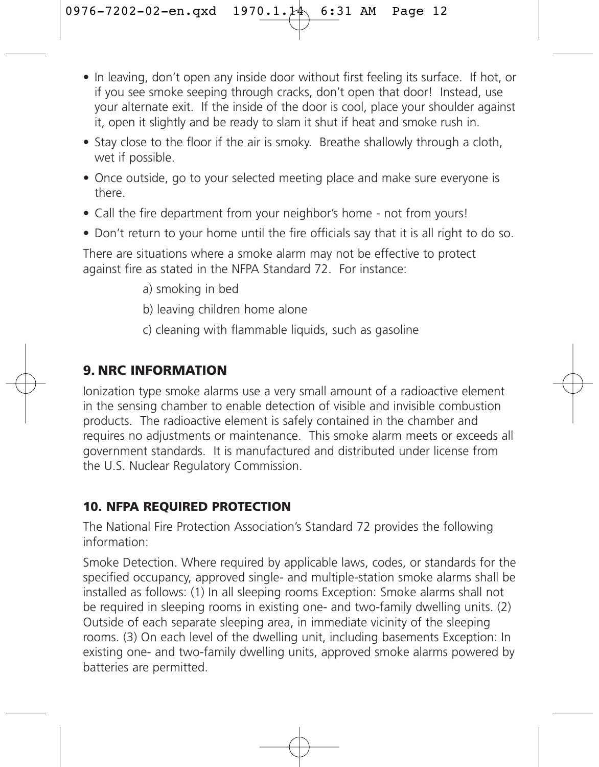- In leaving, don't open any inside door without first feeling its surface. If hot, or if you see smoke seeping through cracks, don't open that door! Instead, use your alternate exit. If the inside of the door is cool, place your shoulder against it, open it slightly and be ready to slam it shut if heat and smoke rush in.
- Stay close to the floor if the air is smoky. Breathe shallowly through a cloth, wet if possible.
- Once outside, go to your selected meeting place and make sure everyone is there.
- Call the fire department from your neighbor's home - not from yours!
- Don't return to your home until the fire officials say that it is all right to do so.

There are situations where a smoke alarm may not be effective to protect against fire as stated in the NFPA Standard 72. For instance:

a) smoking in bed

b) leaving children home alone

c) cleaning with flammable liquids, such as gasoline

## 9. NRC INFORMATION

Ionization type smoke alarms use a very small amount of a radioactive element in the sensing chamber to enable detection of visible and invisible combustion products. The radioactive element is safely contained in the chamber and requires no adjustments or maintenance. This smoke alarm meets or exceeds all government standards. It is manufactured and distributed under license from the U.S. Nuclear Regulatory Commission.

## 10. NFPA REQUIRED PROTECTION

The National Fire Protection Association's Standard 72 provides the following information:

Smoke Detection. Where required by applicable laws, codes, or standards for the specified occupancy, approved single- and multiple-station smoke alarms shall be installed as follows: (1) In all sleeping rooms Exception: Smoke alarms shall not be required in sleeping rooms in existing one- and two-family dwelling units. (2) Outside of each separate sleeping area, in immediate vicinity of the sleeping rooms. (3) On each level of the dwelling unit, including basements Exception: In existing one- and two-family dwelling units, approved smoke alarms powered by batteries are permitted.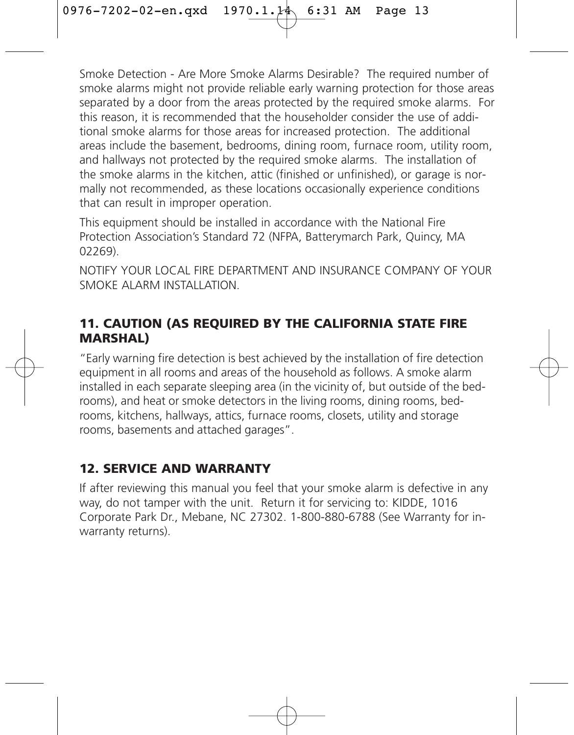Smoke Detection - Are More Smoke Alarms Desirable? The required number of smoke alarms might not provide reliable early warning protection for those areas separated by a door from the areas protected by the required smoke alarms. For this reason, it is recommended that the householder consider the use of additional smoke alarms for those areas for increased protection. The additional areas include the basement, bedrooms, dining room, furnace room, utility room, and hallways not protected by the required smoke alarms. The installation of the smoke alarms in the kitchen, attic (finished or unfinished), or garage is normally not recommended, as these locations occasionally experience conditions that can result in improper operation.

This equipment should be installed in accordance with the National Fire Protection Association's Standard 72 (NFPA, Batterymarch Park, Quincy, MA 02269).

NOTIFY YOUR LOCAL FIRE DEPARTMENT AND INSURANCE COMPANY OF YOUR SMOKE ALARM INSTALLATION.

## 11. CAUTION (AS REQUIRED BY THE CALIFORNIA STATE FIRE MARSHAL)

"Early warning fire detection is best achieved by the installation of fire detection equipment in all rooms and areas of the household as follows. A smoke alarm installed in each separate sleeping area (in the vicinity of, but outside of the bedrooms), and heat or smoke detectors in the living rooms, dining rooms, bedrooms, kitchens, hallways, attics, furnace rooms, closets, utility and storage rooms, basements and attached garages".

## 12. SERVICE AND WARRANTY

If after reviewing this manual you feel that your smoke alarm is defective in any way, do not tamper with the unit. Return it for servicing to: KIDDE, 1016 Corporate Park Dr., Mebane, NC 27302. 1-800-880-6788 (See Warranty for in-warranty returns).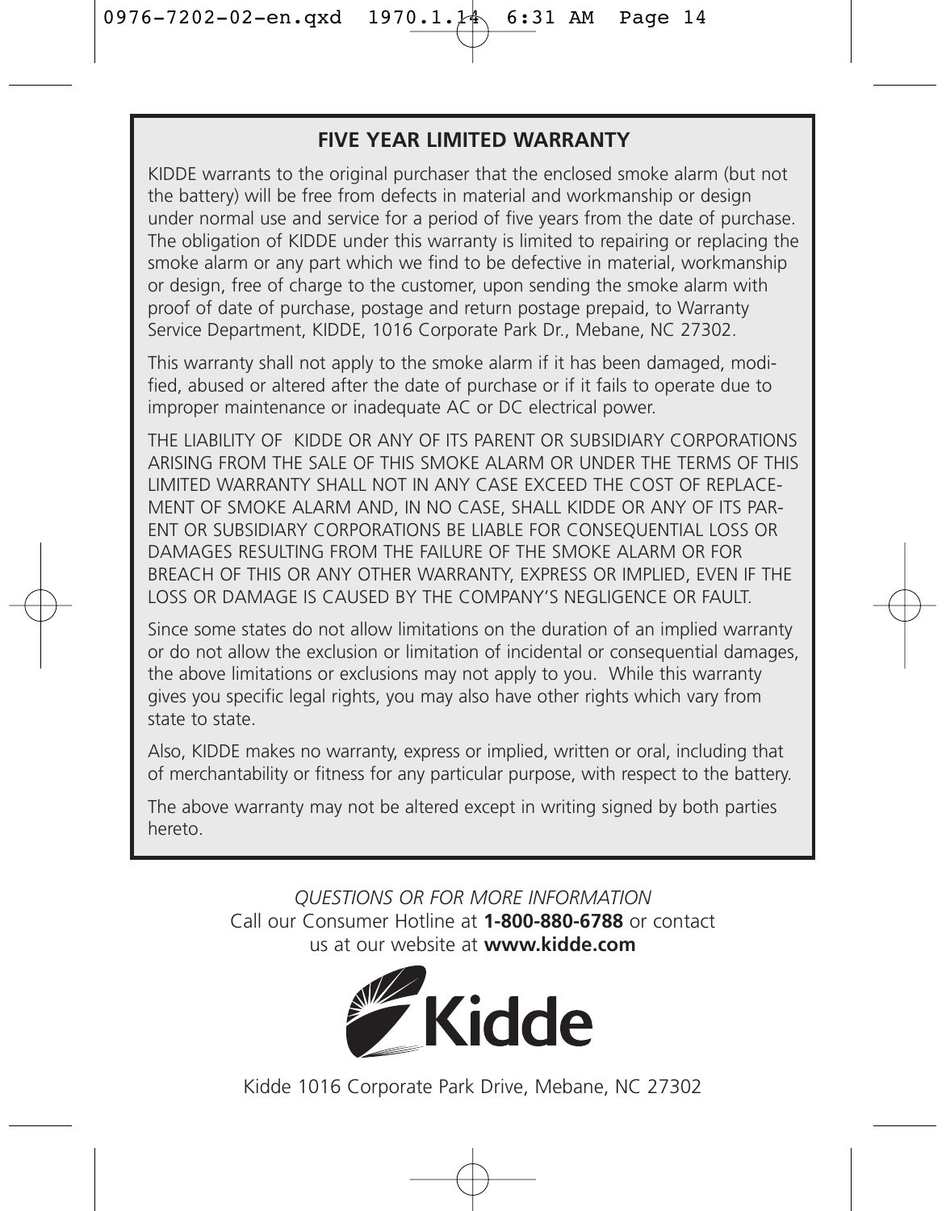## FIVE YEAR LIMITED WARRANTY

KIDDE warrants to the original purchaser that the enclosed smoke alarm (but not the battery) will be free from defects in material and workmanship or design under normal use and service for a period of five years from the date of purchase. The obligation of KIDDE under this warranty is limited to repairing or replacing the smoke alarm or any part which we find to be defective in material, workmanship or design, free of charge to the customer, upon sending the smoke alarm with proof of date of purchase, postage and return postage prepaid, to Warranty Service Department, KIDDE, 1016 Corporate Park Dr., Mebane, NC 27302.

This warranty shall not apply to the smoke alarm if it has been damaged, modified, abused or altered after the date of purchase or if it fails to operate due to improper maintenance or inadequate AC or DC electrical power.

THE LIABILITY OF KIDDE OR ANY OF ITS PARENT OR SUBSIDIARY CORPORATIONS ARISING FROM THE SALE OF THIS SMOKE ALARM OR UNDER THE TERMS OF THIS LIMITED WARRANTY SHALL NOT IN ANY CASE EXCEED THE COST OF REPLACEMENT OF SMOKE ALARM AND, IN NO CASE, SHALL KIDDE OR ANY OF ITS PARENT OR SUBSIDIARY CORPORATIONS BE LIABLE FOR CONSEQUENTIAL LOSS OR DAMAGES RESULTING FROM THE FAILURE OF THE SMOKE ALARM OR FOR BREACH OF THIS OR ANY OTHER WARRANTY, EXPRESS OR IMPLIED, EVEN IF THE LOSS OR DAMAGE IS CAUSED BY THE COMPANY'S NEGLIGENCE OR FAULT.

Since some states do not allow limitations on the duration of an implied warranty or do not allow the exclusion or limitation of incidental or consequential damages, the above limitations or exclusions may not apply to you. While this warranty gives you specific legal rights, you may also have other rights which vary from state to state.

Also, KIDDE makes no warranty, express or implied, written or oral, including that of merchantability or fitness for any particular purpose, with respect to the battery.

The above warranty may not be altered except in writing signed by both parties hereto.

*QUESTIONS OR FOR MORE INFORMATION*
Call our Consumer Hotline at **1-800-880-6788** or contact us at our website at **www.kidde.com**

Kidde

Kidde 1016 Corporate Park Drive, Mebane, NC 27302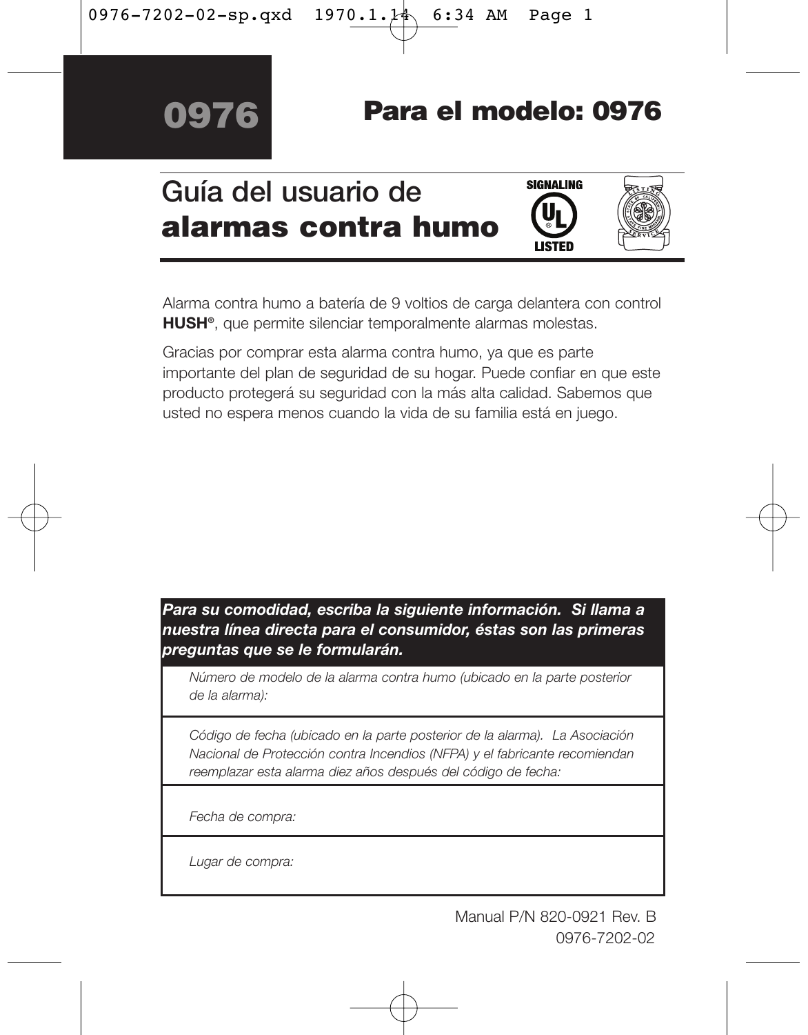# 0976

## Para el modelo: 0976

# Guía del usuario de **alarmas contra humo**

SIGNALING UL LISTED

Alarma contra humo a batería de 9 voltios de carga delantera con control **HUSH®**, que permite silenciar temporalmente alarmas molestas.

Gracias por comprar esta alarma contra humo, ya que es parte importante del plan de seguridad de su hogar. Puede confiar en que este producto protegerá su seguridad con la más alta calidad. Sabemos que usted no espera menos cuando la vida de su familia está en juego.

| ***Para su comodidad, escriba la siguiente información. Si llama a nuestra línea directa para el consumidor, éstas son las primeras preguntas que se le formularán.*** |
| --- |
| *Número de modelo de la alarma contra humo (ubicado en la parte posterior de la alarma):* |
| *Código de fecha (ubicado en la parte posterior de la alarma). La Asociación Nacional de Protección contra Incendios (NFPA) y el fabricante recomiendan reemplazar esta alarma diez años después del código de fecha:* |
| *Fecha de compra:* |
| *Lugar de compra:* |

Manual P/N 820-0921 Rev. B
0976-7202-02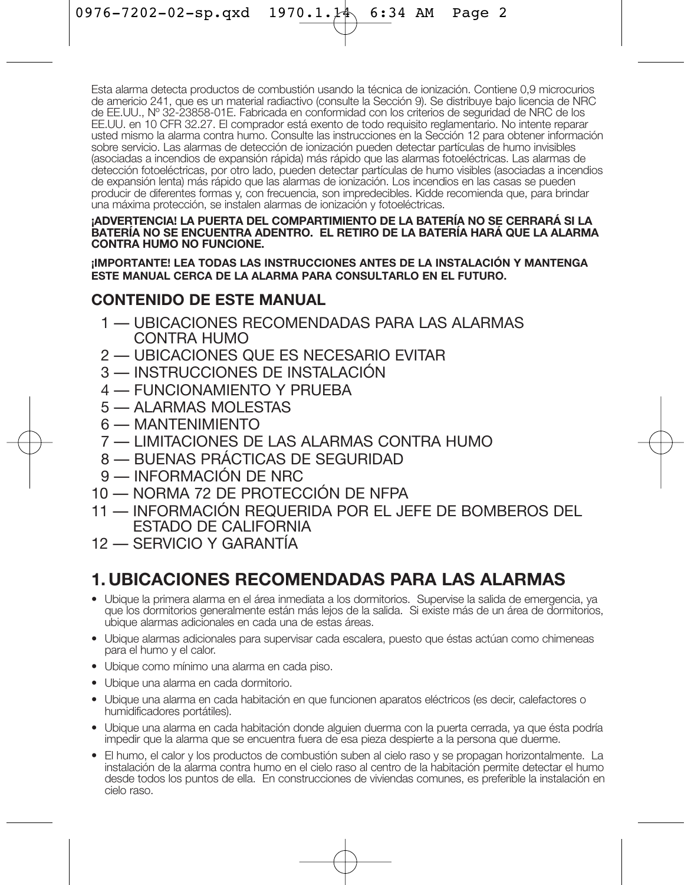Esta alarma detecta productos de combustión usando la técnica de ionización. Contiene 0,9 microcurios de americio 241, que es un material radiactivo (consulte la Sección 9). Se distribuye bajo licencia de NRC de EE.UU., Nº 32-23858-01E. Fabricada en conformidad con los criterios de seguridad de NRC de los EE.UU. en 10 CFR 32.27. El comprador está exento de todo requisito reglamentario. No intente reparar usted mismo la alarma contra humo. Consulte las instrucciones en la Sección 12 para obtener información sobre servicio. Las alarmas de detección de ionización pueden detectar partículas de humo invisibles (asociadas a incendios de expansión rápida) más rápido que las alarmas fotoeléctricas. Las alarmas de detección fotoeléctricas, por otro lado, pueden detectar partículas de humo visibles (asociadas a incendios de expansión lenta) más rápido que las alarmas de ionización. Los incendios en las casas se pueden producir de diferentes formas y, con frecuencia, son impredecibles. Kidde recomienda que, para brindar una máxima protección, se instalen alarmas de ionización y fotoeléctricas.

**¡ADVERTENCIA! LA PUERTA DEL COMPARTIMIENTO DE LA BATERÍA NO SE CERRARÁ SI LA BATERÍA NO SE ENCUENTRA ADENTRO. EL RETIRO DE LA BATERÍA HARÁ QUE LA ALARMA CONTRA HUMO NO FUNCIONE.**

**¡IMPORTANTE! LEA TODAS LAS INSTRUCCIONES ANTES DE LA INSTALACIÓN Y MANTENGA ESTE MANUAL CERCA DE LA ALARMA PARA CONSULTARLO EN EL FUTURO.**

## CONTENIDO DE ESTE MANUAL

1 — UBICACIONES RECOMENDADAS PARA LAS ALARMAS CONTRA HUMO
2 — UBICACIONES QUE ES NECESARIO EVITAR
3 — INSTRUCCIONES DE INSTALACIÓN
4 — FUNCIONAMIENTO Y PRUEBA
5 — ALARMAS MOLESTAS
6 — MANTENIMIENTO
7 — LIMITACIONES DE LAS ALARMAS CONTRA HUMO
8 — BUENAS PRÁCTICAS DE SEGURIDAD
9 — INFORMACIÓN DE NRC
10 — NORMA 72 DE PROTECCIÓN DE NFPA
11 — INFORMACIÓN REQUERIDA POR EL JEFE DE BOMBEROS DEL ESTADO DE CALIFORNIA
12 — SERVICIO Y GARANTÍA

## 1. UBICACIONES RECOMENDADAS PARA LAS ALARMAS

- Ubique la primera alarma en el área inmediata a los dormitorios. Supervise la salida de emergencia, ya que los dormitorios generalmente están más lejos de la salida. Si existe más de un área de dormitorios, ubique alarmas adicionales en cada una de estas áreas.
- Ubique alarmas adicionales para supervisar cada escalera, puesto que éstas actúan como chimeneas para el humo y el calor.
- Ubique como mínimo una alarma en cada piso.
- Ubique una alarma en cada dormitorio.
- Ubique una alarma en cada habitación en que funcionen aparatos eléctricos (es decir, calefactores o humidificadores portátiles).
- Ubique una alarma en cada habitación donde alguien duerma con la puerta cerrada, ya que ésta podría impedir que la alarma que se encuentra fuera de esa pieza despierte a la persona que duerme.
- El humo, el calor y los productos de combustión suben al cielo raso y se propagan horizontalmente. La instalación de la alarma contra humo en el cielo raso al centro de la habitación permite detectar el humo desde todos los puntos de ella. En construcciones de viviendas comunes, es preferible la instalación en cielo raso.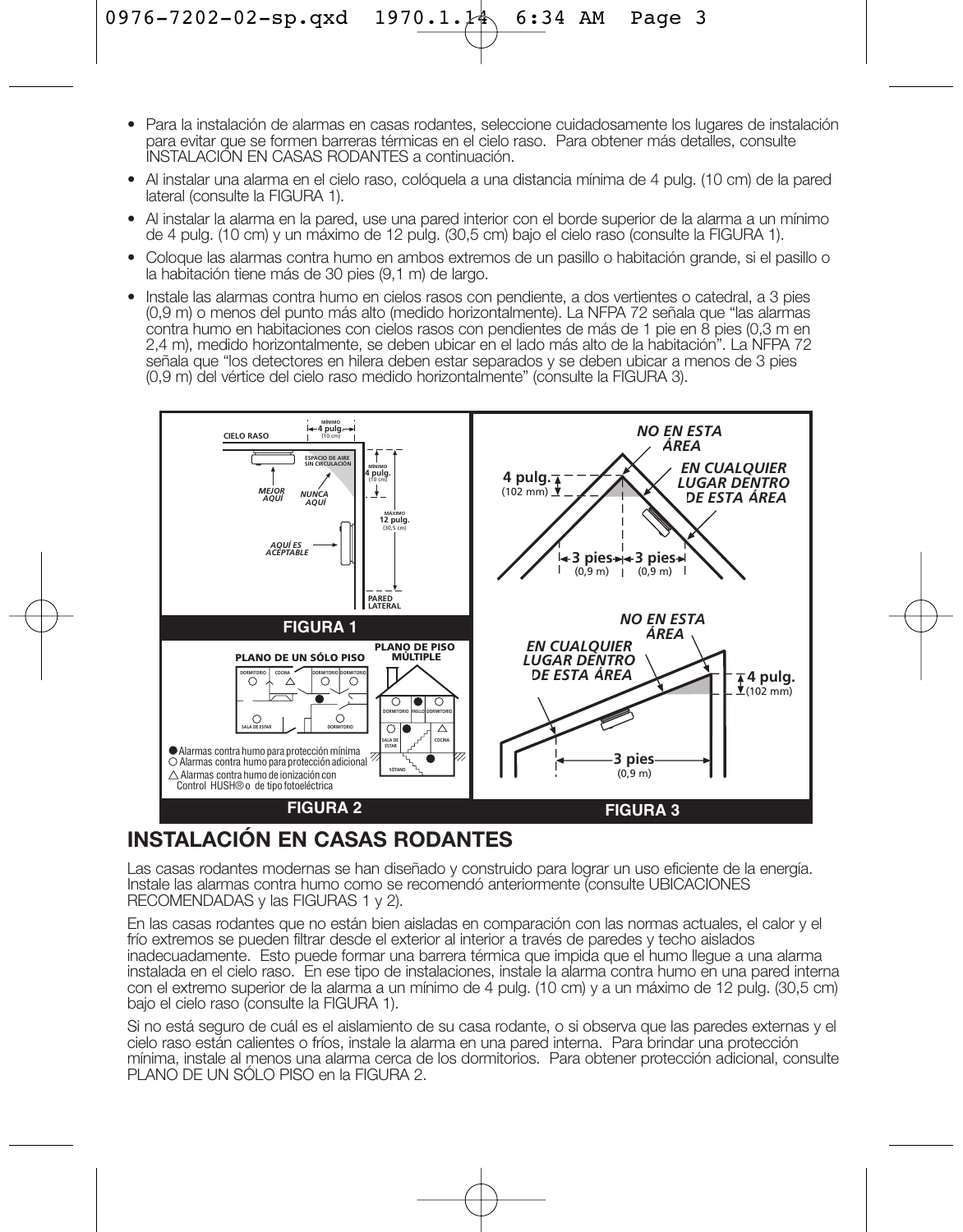- Para la instalación de alarmas en casas rodantes, seleccione cuidadosamente los lugares de instalación para evitar que se formen barreras térmicas en el cielo raso. Para obtener más detalles, consulte INSTALACIÓN EN CASAS RODANTES a continuación.
- Al instalar una alarma en el cielo raso, colóquela a una distancia mínima de 4 pulg. (10 cm) de la pared lateral (consulte la FIGURA 1).
- Al instalar la alarma en la pared, use una pared interior con el borde superior de la alarma a un mínimo de 4 pulg. (10 cm) y un máximo de 12 pulg. (30,5 cm) bajo el cielo raso (consulte la FIGURA 1).
- Coloque las alarmas contra humo en ambos extremos de un pasillo o habitación grande, si el pasillo o la habitación tiene más de 30 pies (9,1 m) de largo.
- Instale las alarmas contra humo en cielos rasos con pendiente, a dos vertientes o catedral, a 3 pies (0,9 m) o menos del punto más alto (medido horizontalmente). La NFPA 72 señala que "las alarmas contra humo en habitaciones con cielos rasos con pendientes de más de 1 pie en 8 pies (0,3 m en 2,4 m), medido horizontalmente, se deben ubicar en el lado más alto de la habitación". La NFPA 72 señala que "los detectores en hilera deben estar separados y se deben ubicar a menos de 3 pies (0,9 m) del vértice del cielo raso medido horizontalmente" (consulte la FIGURA 3).

CIELO RASO — MÍNIMO 4 pulg. (10 cm) — ESPACIO DE AIRE SIN CIRCULACIÓN — MÍNIMO 4 pulg. (10 cm) — MÁXIMO 12 pulg. (30,5 cm) — MEJOR AQUÍ — NUNCA AQUÍ — AQUÍ ES ACEPTABLE — PARED LATERAL

**FIGURA 1**

PLANO DE UN SÓLO PISO — PLANO DE PISO MÚLTIPLE — DORMITORIO — COCINA — SALA DE ESTAR — PASILLO — SÓTANO

● Alarmas contra humo para protección mínima
○ Alarmas contra humo para protección adicional
△ Alarmas contra humo de ionización con Control HUSH® o de tipo fotoeléctrica

**FIGURA 2**

NO EN ESTA ÁREA — EN CUALQUIER LUGAR DENTRO DE ESTA ÁREA — 4 pulg. (102 mm) — 3 pies (0,9 m) — 3 pies (0,9 m)

NO EN ESTA ÁREA — EN CUALQUIER LUGAR DENTRO DE ESTA ÁREA — 4 pulg. (102 mm) — 3 pies (0,9 m)

**FIGURA 3**

## INSTALACIÓN EN CASAS RODANTES

Las casas rodantes modernas se han diseñado y construido para lograr un uso eficiente de la energía. Instale las alarmas contra humo como se recomendó anteriormente (consulte UBICACIONES RECOMENDADAS y las FIGURAS 1 y 2).

En las casas rodantes que no están bien aisladas en comparación con las normas actuales, el calor y el frío extremos se pueden filtrar desde el exterior al interior a través de paredes y techo aislados inadecuadamente. Esto puede formar una barrera térmica que impida que el humo llegue a una alarma instalada en el cielo raso. En ese tipo de instalaciones, instale la alarma contra humo en una pared interna con el extremo superior de la alarma a un mínimo de 4 pulg. (10 cm) y a un máximo de 12 pulg. (30,5 cm) bajo el cielo raso (consulte la FIGURA 1).

Si no está seguro de cuál es el aislamiento de su casa rodante, o si observa que las paredes externas y el cielo raso están calientes o fríos, instale la alarma en una pared interna. Para brindar una protección mínima, instale al menos una alarma cerca de los dormitorios. Para obtener protección adicional, consulte PLANO DE UN SÓLO PISO en la FIGURA 2.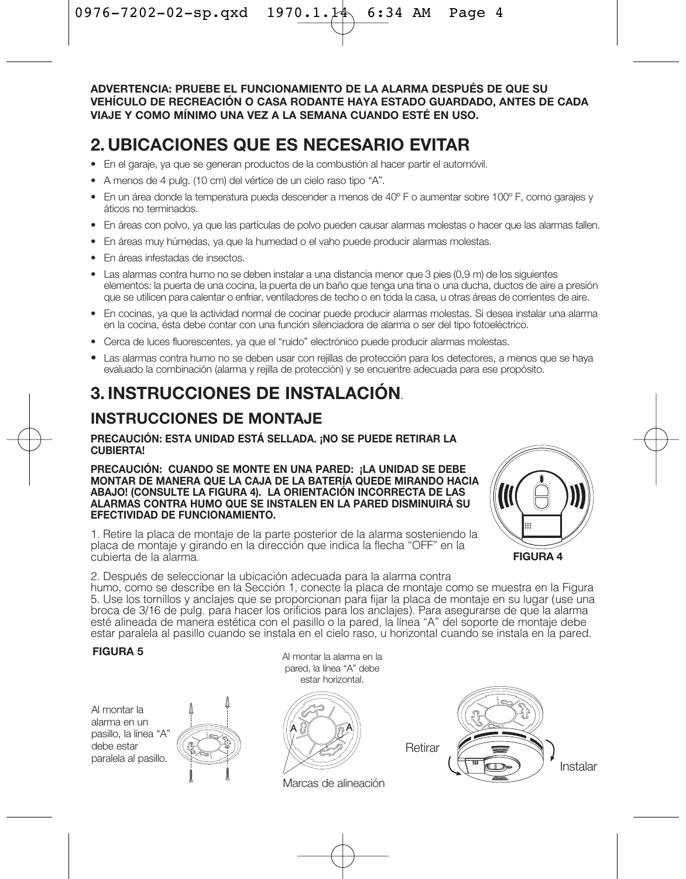**ADVERTENCIA: PRUEBE EL FUNCIONAMIENTO DE LA ALARMA DESPUÉS DE QUE SU VEHÍCULO DE RECREACIÓN O CASA RODANTE HAYA ESTADO GUARDADO, ANTES DE CADA VIAJE Y COMO MÍNIMO UNA VEZ A LA SEMANA CUANDO ESTÉ EN USO.**

## 2. UBICACIONES QUE ES NECESARIO EVITAR

- En el garaje, ya que se generan productos de la combustión al hacer partir el automóvil.
- A menos de 4 pulg. (10 cm) del vértice de un cielo raso tipo "A".
- En un área donde la temperatura pueda descender a menos de 40º F o aumentar sobre 100º F, como garajes y áticos no terminados.
- En áreas con polvo, ya que las partículas de polvo pueden causar alarmas molestas o hacer que las alarmas fallen.
- En áreas muy húmedas, ya que la humedad o el vaho puede producir alarmas molestas.
- En áreas infestadas de insectos.
- Las alarmas contra humo no se deben instalar a una distancia menor que 3 pies (0,9 m) de los siguientes elementos: la puerta de una cocina, la puerta de un baño que tenga una tina o una ducha, ductos de aire a presión que se utilicen para calentar o enfriar, ventiladores de techo o en toda la casa, u otras áreas de corrientes de aire.
- En cocinas, ya que la actividad normal de cocinar puede producir alarmas molestas. Si desea instalar una alarma en la cocina, ésta debe contar con una función silenciadora de alarma o ser del tipo fotoeléctrico.
- Cerca de luces fluorescentes, ya que el "ruido" electrónico puede producir alarmas molestas.
- Las alarmas contra humo no se deben usar con rejillas de protección para los detectores, a menos que se haya evaluado la combinación (alarma y rejilla de protección) y se encuentre adecuada para ese propósito.

## 3. INSTRUCCIONES DE INSTALACIÓN.

### INSTRUCCIONES DE MONTAJE

**PRECAUCIÓN: ESTA UNIDAD ESTÁ SELLADA. ¡NO SE PUEDE RETIRAR LA CUBIERTA!**

**PRECAUCIÓN: CUANDO SE MONTE EN UNA PARED: ¡LA UNIDAD SE DEBE MONTAR DE MANERA QUE LA CAJA DE LA BATERÍA QUEDE MIRANDO HACIA ABAJO! (CONSULTE LA FIGURA 4). LA ORIENTACIÓN INCORRECTA DE LAS ALARMAS CONTRA HUMO QUE SE INSTALEN EN LA PARED DISMINUIRÁ SU EFECTIVIDAD DE FUNCIONAMIENTO.**

**FIGURA 4**

1. Retire la placa de montaje de la parte posterior de la alarma sosteniendo la placa de montaje y girando en la dirección que indica la flecha "OFF" en la cubierta de la alarma.

2. Después de seleccionar la ubicación adecuada para la alarma contra humo, como se describe en la Sección 1, conecte la placa de montaje como se muestra en la Figura 5. Use los tornillos y anclajes que se proporcionan para fijar la placa de montaje en su lugar (use una broca de 3/16 de pulg. para hacer los orificios para los anclajes). Para asegurarse de que la alarma esté alineada de manera estética con el pasillo o la pared, la línea "A" del soporte de montaje debe estar paralela al pasillo cuando se instala en el cielo raso, u horizontal cuando se instala en la pared.

**FIGURA 5**

Al montar la alarma en un pasillo, la línea "A" debe estar paralela al pasillo.

Al montar la alarma en la pared, la línea "A" debe estar horizontal.

Marcas de alineación

Retirar

Instalar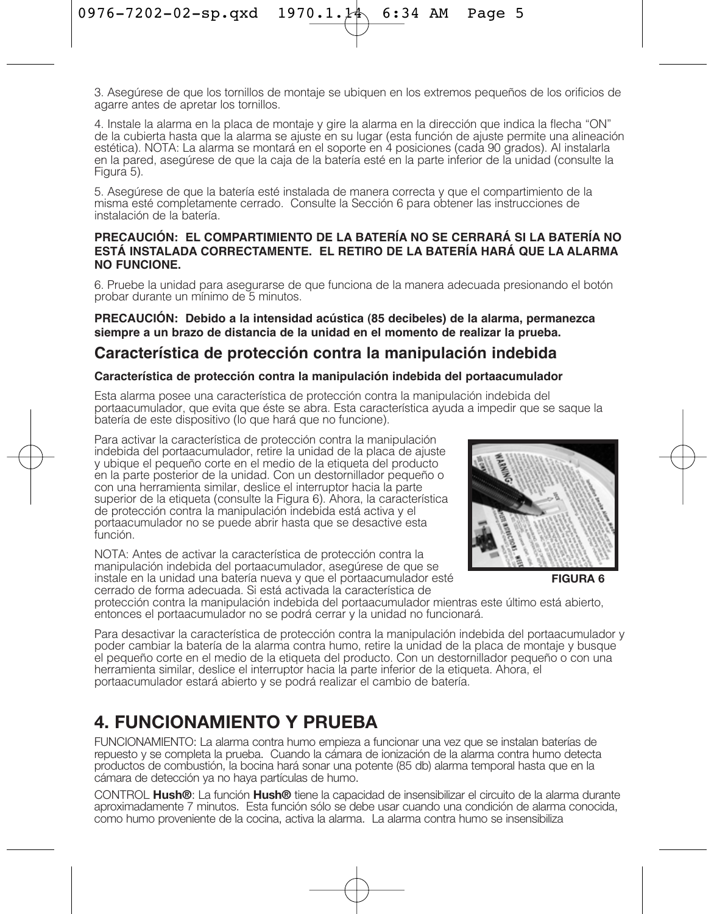3. Asegúrese de que los tornillos de montaje se ubiquen en los extremos pequeños de los orificios de agarre antes de apretar los tornillos.

4. Instale la alarma en la placa de montaje y gire la alarma en la dirección que indica la flecha "ON" de la cubierta hasta que la alarma se ajuste en su lugar (esta función de ajuste permite una alineación estética). NOTA: La alarma se montará en el soporte en 4 posiciones (cada 90 grados). Al instalarla en la pared, asegúrese de que la caja de la batería esté en la parte inferior de la unidad (consulte la Figura 5).

5. Asegúrese de que la batería esté instalada de manera correcta y que el compartimiento de la misma esté completamente cerrado. Consulte la Sección 6 para obtener las instrucciones de instalación de la batería.

**PRECAUCIÓN: EL COMPARTIMIENTO DE LA BATERÍA NO SE CERRARÁ SI LA BATERÍA NO ESTÁ INSTALADA CORRECTAMENTE. EL RETIRO DE LA BATERÍA HARÁ QUE LA ALARMA NO FUNCIONE.**

6. Pruebe la unidad para asegurarse de que funciona de la manera adecuada presionando el botón probar durante un mínimo de 5 minutos.

**PRECAUCIÓN: Debido a la intensidad acústica (85 decibeles) de la alarma, permanezca siempre a un brazo de distancia de la unidad en el momento de realizar la prueba.**

## Característica de protección contra la manipulación indebida

**Característica de protección contra la manipulación indebida del portaacumulador**

Esta alarma posee una característica de protección contra la manipulación indebida del portaacumulador, que evita que éste se abra. Esta característica ayuda a impedir que se saque la batería de este dispositivo (lo que hará que no funcione).

Para activar la característica de protección contra la manipulación indebida del portaacumulador, retire la unidad de la placa de ajuste y ubique el pequeño corte en el medio de la etiqueta del producto en la parte posterior de la unidad. Con un destornillador pequeño o con una herramienta similar, deslice el interruptor hacia la parte superior de la etiqueta (consulte la Figura 6). Ahora, la característica de protección contra la manipulación indebida está activa y el portaacumulador no se puede abrir hasta que se desactive esta función.

**FIGURA 6**

NOTA: Antes de activar la característica de protección contra la manipulación indebida del portaacumulador, asegúrese de que se instale en la unidad una batería nueva y que el portaacumulador esté cerrado de forma adecuada. Si está activada la característica de protección contra la manipulación indebida del portaacumulador mientras este último está abierto, entonces el portaacumulador no se podrá cerrar y la unidad no funcionará.

Para desactivar la característica de protección contra la manipulación indebida del portaacumulador y poder cambiar la batería de la alarma contra humo, retire la unidad de la placa de montaje y busque el pequeño corte en el medio de la etiqueta del producto. Con un destornillador pequeño o con una herramienta similar, deslice el interruptor hacia la parte inferior de la etiqueta. Ahora, el portaacumulador estará abierto y se podrá realizar el cambio de batería.

# 4. FUNCIONAMIENTO Y PRUEBA

FUNCIONAMIENTO: La alarma contra humo empieza a funcionar una vez que se instalan baterías de repuesto y se completa la prueba. Cuando la cámara de ionización de la alarma contra humo detecta productos de combustión, la bocina hará sonar una potente (85 db) alarma temporal hasta que en la cámara de detección ya no haya partículas de humo.

CONTROL **Hush®**: La función **Hush®** tiene la capacidad de insensibilizar el circuito de la alarma durante aproximadamente 7 minutos. Esta función sólo se debe usar cuando una condición de alarma conocida, como humo proveniente de la cocina, activa la alarma. La alarma contra humo se insensibiliza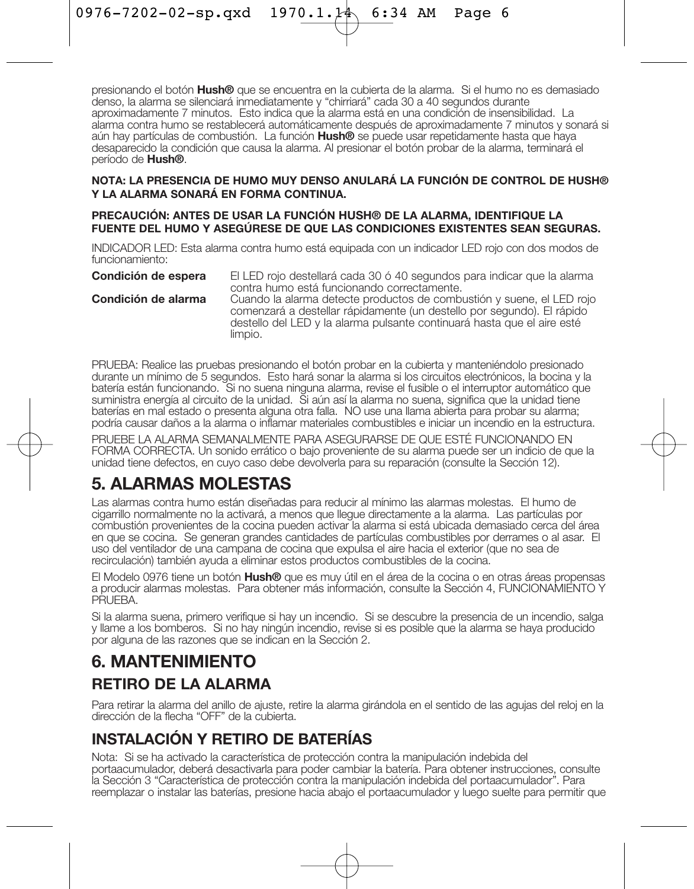presionando el botón **Hush®** que se encuentra en la cubierta de la alarma. Si el humo no es demasiado denso, la alarma se silenciará inmediatamente y "chirriará" cada 30 a 40 segundos durante aproximadamente 7 minutos. Esto indica que la alarma está en una condición de insensibilidad. La alarma contra humo se restablecerá automáticamente después de aproximadamente 7 minutos y sonará si aún hay partículas de combustión. La función **Hush®** se puede usar repetidamente hasta que haya desaparecido la condición que causa la alarma. Al presionar el botón probar de la alarma, terminará el período de **Hush®**.

**NOTA: LA PRESENCIA DE HUMO MUY DENSO ANULARÁ LA FUNCIÓN DE CONTROL DE HUSH® Y LA ALARMA SONARÁ EN FORMA CONTINUA.**

**PRECAUCIÓN: ANTES DE USAR LA FUNCIÓN HUSH® DE LA ALARMA, IDENTIFIQUE LA FUENTE DEL HUMO Y ASEGÚRESE DE QUE LAS CONDICIONES EXISTENTES SEAN SEGURAS.**

INDICADOR LED: Esta alarma contra humo está equipada con un indicador LED rojo con dos modos de funcionamiento:

| | |
|---|---|
| **Condición de espera** | El LED rojo destellará cada 30 ó 40 segundos para indicar que la alarma contra humo está funcionando correctamente. |
| **Condición de alarma** | Cuando la alarma detecte productos de combustión y suene, el LED rojo comenzará a destellar rápidamente (un destello por segundo). El rápido destello del LED y la alarma pulsante continuará hasta que el aire esté limpio. |

PRUEBA: Realice las pruebas presionando el botón probar en la cubierta y manteniéndolo presionado durante un mínimo de 5 segundos. Esto hará sonar la alarma si los circuitos electrónicos, la bocina y la batería están funcionando. Si no suena ninguna alarma, revise el fusible o el interruptor automático que suministra energía al circuito de la unidad. Si aún así la alarma no suena, significa que la unidad tiene baterías en mal estado o presenta alguna otra falla. NO use una llama abierta para probar su alarma; podría causar daños a la alarma o inflamar materiales combustibles e iniciar un incendio en la estructura.

PRUEBE LA ALARMA SEMANALMENTE PARA ASEGURARSE DE QUE ESTÉ FUNCIONANDO EN FORMA CORRECTA. Un sonido errático o bajo proveniente de su alarma puede ser un indicio de que la unidad tiene defectos, en cuyo caso debe devolverla para su reparación (consulte la Sección 12).

# 5. ALARMAS MOLESTAS

Las alarmas contra humo están diseñadas para reducir al mínimo las alarmas molestas. El humo de cigarrillo normalmente no la activará, a menos que llegue directamente a la alarma. Las partículas por combustión provenientes de la cocina pueden activar la alarma si está ubicada demasiado cerca del área en que se cocina. Se generan grandes cantidades de partículas combustibles por derrames o al asar. El uso del ventilador de una campana de cocina que expulsa el aire hacia el exterior (que no sea de recirculación) también ayuda a eliminar estos productos combustibles de la cocina.

El Modelo 0976 tiene un botón **Hush®** que es muy útil en el área de la cocina o en otras áreas propensas a producir alarmas molestas. Para obtener más información, consulte la Sección 4, FUNCIONAMIENTO Y PRUEBA.

Si la alarma suena, primero verifique si hay un incendio. Si se descubre la presencia de un incendio, salga y llame a los bomberos. Si no hay ningún incendio, revise si es posible que la alarma se haya producido por alguna de las razones que se indican en la Sección 2.

# 6. MANTENIMIENTO

## RETIRO DE LA ALARMA

Para retirar la alarma del anillo de ajuste, retire la alarma girándola en el sentido de las agujas del reloj en la dirección de la flecha "OFF" de la cubierta.

## INSTALACIÓN Y RETIRO DE BATERÍAS

Nota: Si se ha activado la característica de protección contra la manipulación indebida del portaacumulador, deberá desactivarla para poder cambiar la batería. Para obtener instrucciones, consulte la Sección 3 "Característica de protección contra la manipulación indebida del portaacumulador". Para reemplazar o instalar las baterías, presione hacia abajo el portaacumulador y luego suelte para permitir que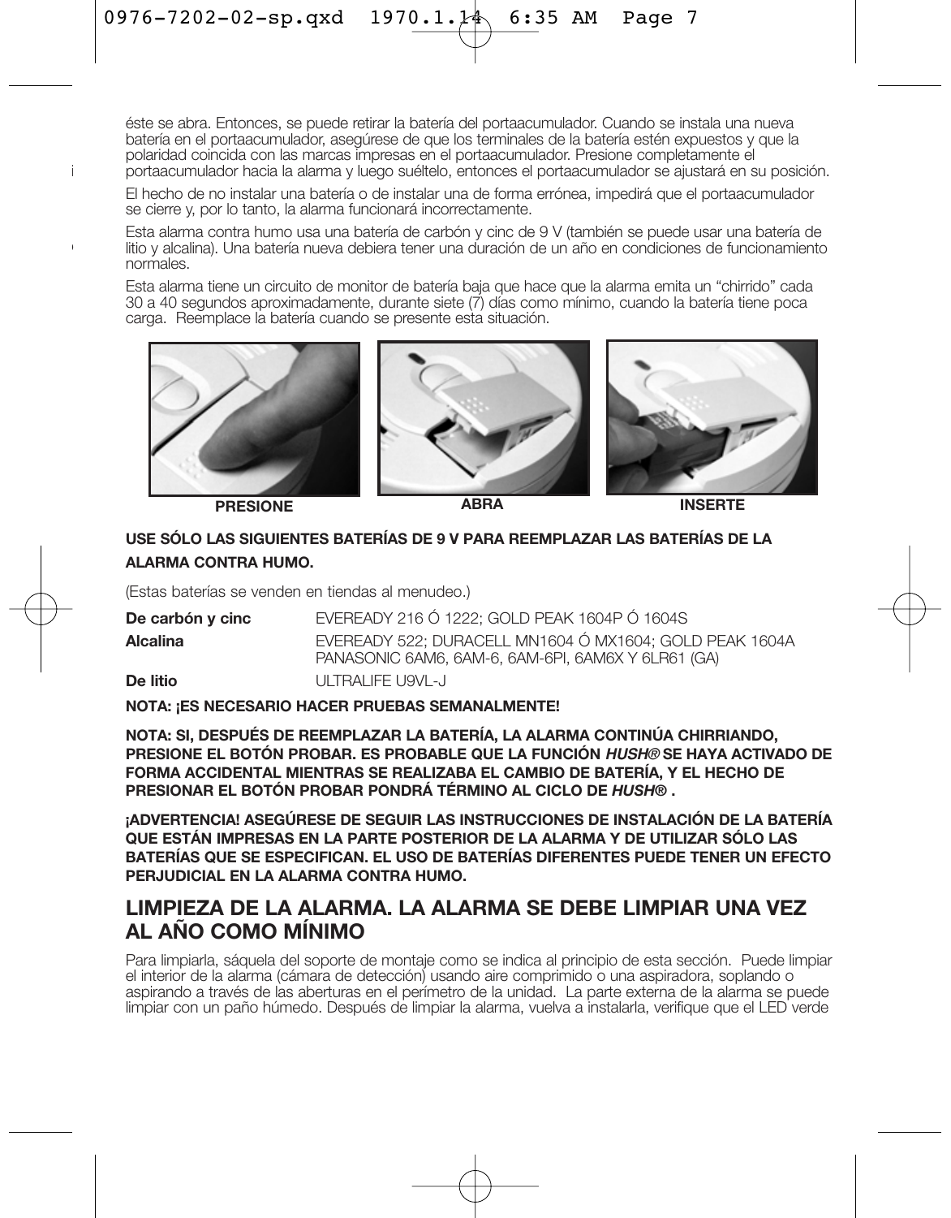éste se abra. Entonces, se puede retirar la batería del portaacumulador. Cuando se instala una nueva batería en el portaacumulador, asegúrese de que los terminales de la batería estén expuestos y que la polaridad coincida con las marcas impresas en el portaacumulador. Presione completamente el portaacumulador hacia la alarma y luego suéltelo, entonces el portaacumulador se ajustará en su posición.

El hecho de no instalar una batería o de instalar una de forma errónea, impedirá que el portaacumulador se cierre y, por lo tanto, la alarma funcionará incorrectamente.

Esta alarma contra humo usa una batería de carbón y cinc de 9 V (también se puede usar una batería de litio y alcalina). Una batería nueva debiera tener una duración de un año en condiciones de funcionamiento normales.

Esta alarma tiene un circuito de monitor de batería baja que hace que la alarma emita un "chirrido" cada 30 a 40 segundos aproximadamente, durante siete (7) días como mínimo, cuando la batería tiene poca carga. Reemplace la batería cuando se presente esta situación.

**PRESIONE** **ABRA** **INSERTE**

**USE SÓLO LAS SIGUIENTES BATERÍAS DE 9 V PARA REEMPLAZAR LAS BATERÍAS DE LA ALARMA CONTRA HUMO.**

(Estas baterías se venden en tiendas al menudeo.)

| | |
|---|---|
| **De carbón y cinc** | EVEREADY 216 Ó 1222; GOLD PEAK 1604P Ó 1604S |
| **Alcalina** | EVEREADY 522; DURACELL MN1604 Ó MX1604; GOLD PEAK 1604A PANASONIC 6AM6, 6AM-6, 6AM-6PI, 6AM6X Y 6LR61 (GA) |
| **De litio** | ULTRALIFE U9VL-J |

**NOTA: ¡ES NECESARIO HACER PRUEBAS SEMANALMENTE!**

**NOTA: SI, DESPUÉS DE REEMPLAZAR LA BATERÍA, LA ALARMA CONTINÚA CHIRRIANDO, PRESIONE EL BOTÓN PROBAR. ES PROBABLE QUE LA FUNCIÓN *HUSH®* SE HAYA ACTIVADO DE FORMA ACCIDENTAL MIENTRAS SE REALIZABA EL CAMBIO DE BATERÍA, Y EL HECHO DE PRESIONAR EL BOTÓN PROBAR PONDRÁ TÉRMINO AL CICLO DE *HUSH®* .**

**¡ADVERTENCIA! ASEGÚRESE DE SEGUIR LAS INSTRUCCIONES DE INSTALACIÓN DE LA BATERÍA QUE ESTÁN IMPRESAS EN LA PARTE POSTERIOR DE LA ALARMA Y DE UTILIZAR SÓLO LAS BATERÍAS QUE SE ESPECIFICAN. EL USO DE BATERÍAS DIFERENTES PUEDE TENER UN EFECTO PERJUDICIAL EN LA ALARMA CONTRA HUMO.**

## LIMPIEZA DE LA ALARMA. LA ALARMA SE DEBE LIMPIAR UNA VEZ AL AÑO COMO MÍNIMO

Para limpiarla, sáquela del soporte de montaje como se indica al principio de esta sección. Puede limpiar el interior de la alarma (cámara de detección) usando aire comprimido o una aspiradora, soplando o aspirando a través de las aberturas en el perímetro de la unidad. La parte externa de la alarma se puede limpiar con un paño húmedo. Después de limpiar la alarma, vuelva a instalarla, verifique que el LED verde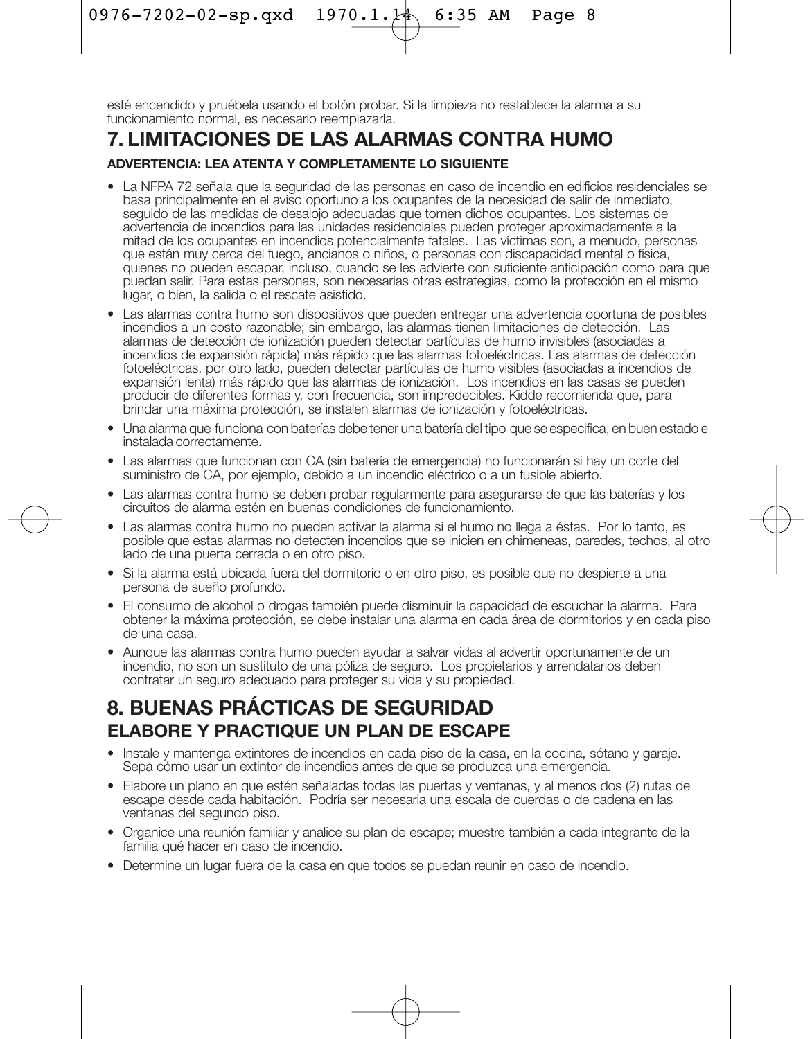esté encendido y pruébela usando el botón probar. Si la limpieza no restablece la alarma a su funcionamiento normal, es necesario reemplazarla.

# 7. LIMITACIONES DE LAS ALARMAS CONTRA HUMO

**ADVERTENCIA: LEA ATENTA Y COMPLETAMENTE LO SIGUIENTE**

- La NFPA 72 señala que la seguridad de las personas en caso de incendio en edificios residenciales se basa principalmente en el aviso oportuno a los ocupantes de la necesidad de salir de inmediato, seguido de las medidas de desalojo adecuadas que tomen dichos ocupantes. Los sistemas de advertencia de incendios para las unidades residenciales pueden proteger aproximadamente a la mitad de los ocupantes en incendios potencialmente fatales. Las víctimas son, a menudo, personas que están muy cerca del fuego, ancianos o niños, o personas con discapacidad mental o física, quienes no pueden escapar, incluso, cuando se les advierte con suficiente anticipación como para que puedan salir. Para estas personas, son necesarias otras estrategias, como la protección en el mismo lugar, o bien, la salida o el rescate asistido.
- Las alarmas contra humo son dispositivos que pueden entregar una advertencia oportuna de posibles incendios a un costo razonable; sin embargo, las alarmas tienen limitaciones de detección. Las alarmas de detección de ionización pueden detectar partículas de humo invisibles (asociadas a incendios de expansión rápida) más rápido que las alarmas fotoeléctricas. Las alarmas de detección fotoeléctricas, por otro lado, pueden detectar partículas de humo visibles (asociadas a incendios de expansión lenta) más rápido que las alarmas de ionización. Los incendios en las casas se pueden producir de diferentes formas y, con frecuencia, son impredecibles. Kidde recomienda que, para brindar una máxima protección, se instalen alarmas de ionización y fotoeléctricas.
- Una alarma que funciona con baterías debe tener una batería del tipo que se especifica, en buen estado e instalada correctamente.
- Las alarmas que funcionan con CA (sin batería de emergencia) no funcionarán si hay un corte del suministro de CA, por ejemplo, debido a un incendio eléctrico o a un fusible abierto.
- Las alarmas contra humo se deben probar regularmente para asegurarse de que las baterías y los circuitos de alarma estén en buenas condiciones de funcionamiento.
- Las alarmas contra humo no pueden activar la alarma si el humo no llega a éstas. Por lo tanto, es posible que estas alarmas no detecten incendios que se inicien en chimeneas, paredes, techos, al otro lado de una puerta cerrada o en otro piso.
- Si la alarma está ubicada fuera del dormitorio o en otro piso, es posible que no despierte a una persona de sueño profundo.
- El consumo de alcohol o drogas también puede disminuir la capacidad de escuchar la alarma. Para obtener la máxima protección, se debe instalar una alarma en cada área de dormitorios y en cada piso de una casa.
- Aunque las alarmas contra humo pueden ayudar a salvar vidas al advertir oportunamente de un incendio, no son un sustituto de una póliza de seguro. Los propietarios y arrendatarios deben contratar un seguro adecuado para proteger su vida y su propiedad.

# 8. BUENAS PRÁCTICAS DE SEGURIDAD

## ELABORE Y PRACTIQUE UN PLAN DE ESCAPE

- Instale y mantenga extintores de incendios en cada piso de la casa, en la cocina, sótano y garaje. Sepa cómo usar un extintor de incendios antes de que se produzca una emergencia.
- Elabore un plano en que estén señaladas todas las puertas y ventanas, y al menos dos (2) rutas de escape desde cada habitación. Podría ser necesaria una escala de cuerdas o de cadena en las ventanas del segundo piso.
- Organice una reunión familiar y analice su plan de escape; muestre también a cada integrante de la familia qué hacer en caso de incendio.
- Determine un lugar fuera de la casa en que todos se puedan reunir en caso de incendio.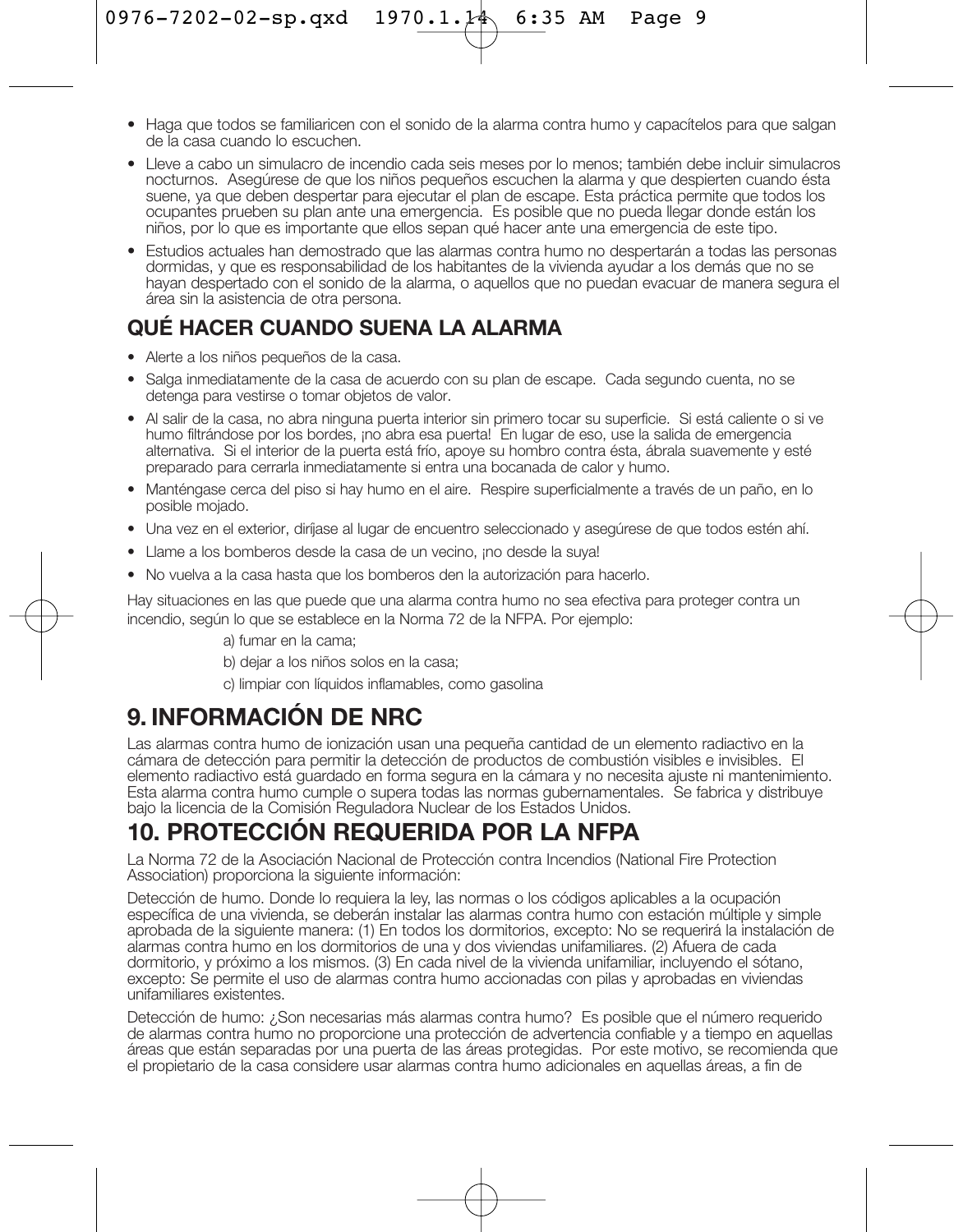- Haga que todos se familiaricen con el sonido de la alarma contra humo y capacítelos para que salgan de la casa cuando lo escuchen.
- Lleve a cabo un simulacro de incendio cada seis meses por lo menos; también debe incluir simulacros nocturnos. Asegúrese de que los niños pequeños escuchen la alarma y que despierten cuando ésta suene, ya que deben despertar para ejecutar el plan de escape. Esta práctica permite que todos los ocupantes prueben su plan ante una emergencia. Es posible que no pueda llegar donde están los niños, por lo que es importante que ellos sepan qué hacer ante una emergencia de este tipo.
- Estudios actuales han demostrado que las alarmas contra humo no despertarán a todas las personas dormidas, y que es responsabilidad de los habitantes de la vivienda ayudar a los demás que no se hayan despertado con el sonido de la alarma, o aquellos que no puedan evacuar de manera segura el área sin la asistencia de otra persona.

### QUÉ HACER CUANDO SUENA LA ALARMA

- Alerte a los niños pequeños de la casa.
- Salga inmediatamente de la casa de acuerdo con su plan de escape. Cada segundo cuenta, no se detenga para vestirse o tomar objetos de valor.
- Al salir de la casa, no abra ninguna puerta interior sin primero tocar su superficie. Si está caliente o si ve humo filtrándose por los bordes, ¡no abra esa puerta! En lugar de eso, use la salida de emergencia alternativa. Si el interior de la puerta está frío, apoye su hombro contra ésta, ábrala suavemente y esté preparado para cerrarla inmediatamente si entra una bocanada de calor y humo.
- Manténgase cerca del piso si hay humo en el aire. Respire superficialmente a través de un paño, en lo posible mojado.
- Una vez en el exterior, diríjase al lugar de encuentro seleccionado y asegúrese de que todos estén ahí.
- Llame a los bomberos desde la casa de un vecino, ¡no desde la suya!
- No vuelva a la casa hasta que los bomberos den la autorización para hacerlo.

Hay situaciones en las que puede que una alarma contra humo no sea efectiva para proteger contra un incendio, según lo que se establece en la Norma 72 de la NFPA. Por ejemplo:

a) fumar en la cama;

b) dejar a los niños solos en la casa;

c) limpiar con líquidos inflamables, como gasolina

## 9. INFORMACIÓN DE NRC

Las alarmas contra humo de ionización usan una pequeña cantidad de un elemento radiactivo en la cámara de detección para permitir la detección de productos de combustión visibles e invisibles. El elemento radiactivo está guardado en forma segura en la cámara y no necesita ajuste ni mantenimiento. Esta alarma contra humo cumple o supera todas las normas gubernamentales. Se fabrica y distribuye bajo la licencia de la Comisión Reguladora Nuclear de los Estados Unidos.

## 10. PROTECCIÓN REQUERIDA POR LA NFPA

La Norma 72 de la Asociación Nacional de Protección contra Incendios (National Fire Protection Association) proporciona la siguiente información:

Detección de humo. Donde lo requiera la ley, las normas o los códigos aplicables a la ocupación específica de una vivienda, se deberán instalar las alarmas contra humo con estación múltiple y simple aprobada de la siguiente manera: (1) En todos los dormitorios, excepto: No se requerirá la instalación de alarmas contra humo en los dormitorios de una y dos viviendas unifamiliares. (2) Afuera de cada dormitorio, y próximo a los mismos. (3) En cada nivel de la vivienda unifamiliar, incluyendo el sótano, excepto: Se permite el uso de alarmas contra humo accionadas con pilas y aprobadas en viviendas unifamiliares existentes.

Detección de humo: ¿Son necesarias más alarmas contra humo? Es posible que el número requerido de alarmas contra humo no proporcione una protección de advertencia confiable y a tiempo en aquellas áreas que están separadas por una puerta de las áreas protegidas. Por este motivo, se recomienda que el propietario de la casa considere usar alarmas contra humo adicionales en aquellas áreas, a fin de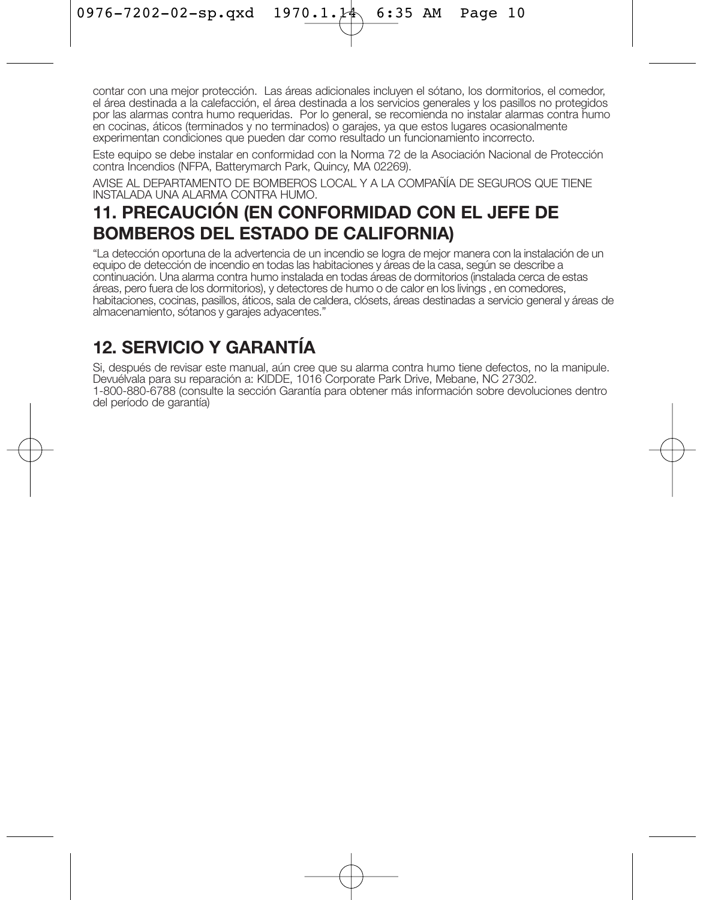contar con una mejor protección. Las áreas adicionales incluyen el sótano, los dormitorios, el comedor, el área destinada a la calefacción, el área destinada a los servicios generales y los pasillos no protegidos por las alarmas contra humo requeridas. Por lo general, se recomienda no instalar alarmas contra humo en cocinas, áticos (terminados y no terminados) o garajes, ya que estos lugares ocasionalmente experimentan condiciones que pueden dar como resultado un funcionamiento incorrecto.

Este equipo se debe instalar en conformidad con la Norma 72 de la Asociación Nacional de Protección contra Incendios (NFPA, Batterymarch Park, Quincy, MA 02269).

AVISE AL DEPARTAMENTO DE BOMBEROS LOCAL Y A LA COMPAÑÍA DE SEGUROS QUE TIENE INSTALADA UNA ALARMA CONTRA HUMO.

## 11. PRECAUCIÓN (EN CONFORMIDAD CON EL JEFE DE BOMBEROS DEL ESTADO DE CALIFORNIA)

"La detección oportuna de la advertencia de un incendio se logra de mejor manera con la instalación de un equipo de detección de incendio en todas las habitaciones y áreas de la casa, según se describe a continuación. Una alarma contra humo instalada en todas áreas de dormitorios (instalada cerca de estas áreas, pero fuera de los dormitorios), y detectores de humo o de calor en los livings , en comedores, habitaciones, cocinas, pasillos, áticos, sala de caldera, clósets, áreas destinadas a servicio general y áreas de almacenamiento, sótanos y garajes adyacentes."

## 12. SERVICIO Y GARANTÍA

Si, después de revisar este manual, aún cree que su alarma contra humo tiene defectos, no la manipule. Devuélvala para su reparación a: KIDDE, 1016 Corporate Park Drive, Mebane, NC 27302.
1-800-880-6788 (consulte la sección Garantía para obtener más información sobre devoluciones dentro del período de garantía)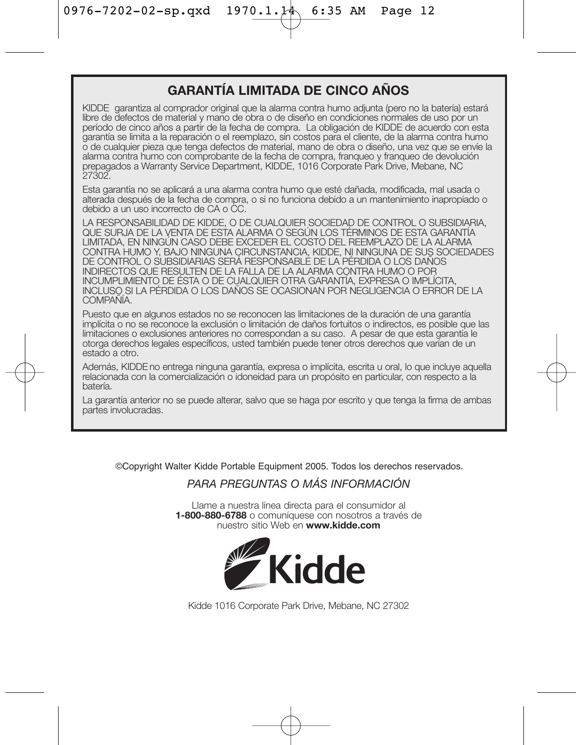## GARANTÍA LIMITADA DE CINCO AÑOS

KIDDE garantiza al comprador original que la alarma contra humo adjunta (pero no la batería) estará libre de defectos de material y mano de obra o de diseño en condiciones normales de uso por un período de cinco años a partir de la fecha de compra. La obligación de KIDDE de acuerdo con esta garantía se limita a la reparación o el reemplazo, sin costos para el cliente, de la alarma contra humo o de cualquier pieza que tenga defectos de material, mano de obra o diseño, una vez que se envíe la alarma contra humo con comprobante de la fecha de compra, franqueo y franqueo de devolución prepagados a Warranty Service Department, KIDDE, 1016 Corporate Park Drive, Mebane, NC 27302.

Esta garantía no se aplicará a una alarma contra humo que esté dañada, modificada, mal usada o alterada después de la fecha de compra, o si no funciona debido a un mantenimiento inapropiado o debido a un uso incorrecto de CA o CC.

LA RESPONSABILIDAD DE KIDDE, O DE CUALQUIER SOCIEDAD DE CONTROL O SUBSIDIARIA, QUE SURJA DE LA VENTA DE ESTA ALARMA O SEGÚN LOS TÉRMINOS DE ESTA GARANTÍA LIMITADA, EN NINGÚN CASO DEBE EXCEDER EL COSTO DEL REEMPLAZO DE LA ALARMA CONTRA HUMO Y, BAJO NINGUNA CIRCUNSTANCIA, KIDDE, NI NINGUNA DE SUS SOCIEDADES DE CONTROL O SUBSIDIARIAS SERÁ RESPONSABLE DE LA PÉRDIDA O LOS DAÑOS INDIRECTOS QUE RESULTEN DE LA FALLA DE LA ALARMA CONTRA HUMO O POR INCUMPLIMIENTO DE ÉSTA O DE CUALQUIER OTRA GARANTÍA, EXPRESA O IMPLÍCITA, INCLUSO SI LA PÉRDIDA O LOS DAÑOS SE OCASIONAN POR NEGLIGENCIA O ERROR DE LA COMPAÑÍA.

Puesto que en algunos estados no se reconocen las limitaciones de la duración de una garantía implícita o no se reconoce la exclusión o limitación de daños fortuitos o indirectos, es posible que las limitaciones o exclusiones anteriores no correspondan a su caso. A pesar de que esta garantía le otorga derechos legales específicos, usted también puede tener otros derechos que varían de un estado a otro.

Además, KIDDE no entrega ninguna garantía, expresa o implícita, escrita u oral, lo que incluye aquella relacionada con la comercialización o idoneidad para un propósito en particular, con respecto a la batería.

La garantía anterior no se puede alterar, salvo que se haga por escrito y que tenga la firma de ambas partes involucradas.

©Copyright Walter Kidde Portable Equipment 2005. Todos los derechos reservados.

*PARA PREGUNTAS O MÁS INFORMACIÓN*

Llame a nuestra línea directa para el consumidor al **1-800-880-6788** o comuníquese con nosotros a través de nuestro sitio Web en **www.kidde.com**

Kidde

Kidde 1016 Corporate Park Drive, Mebane, NC 27302